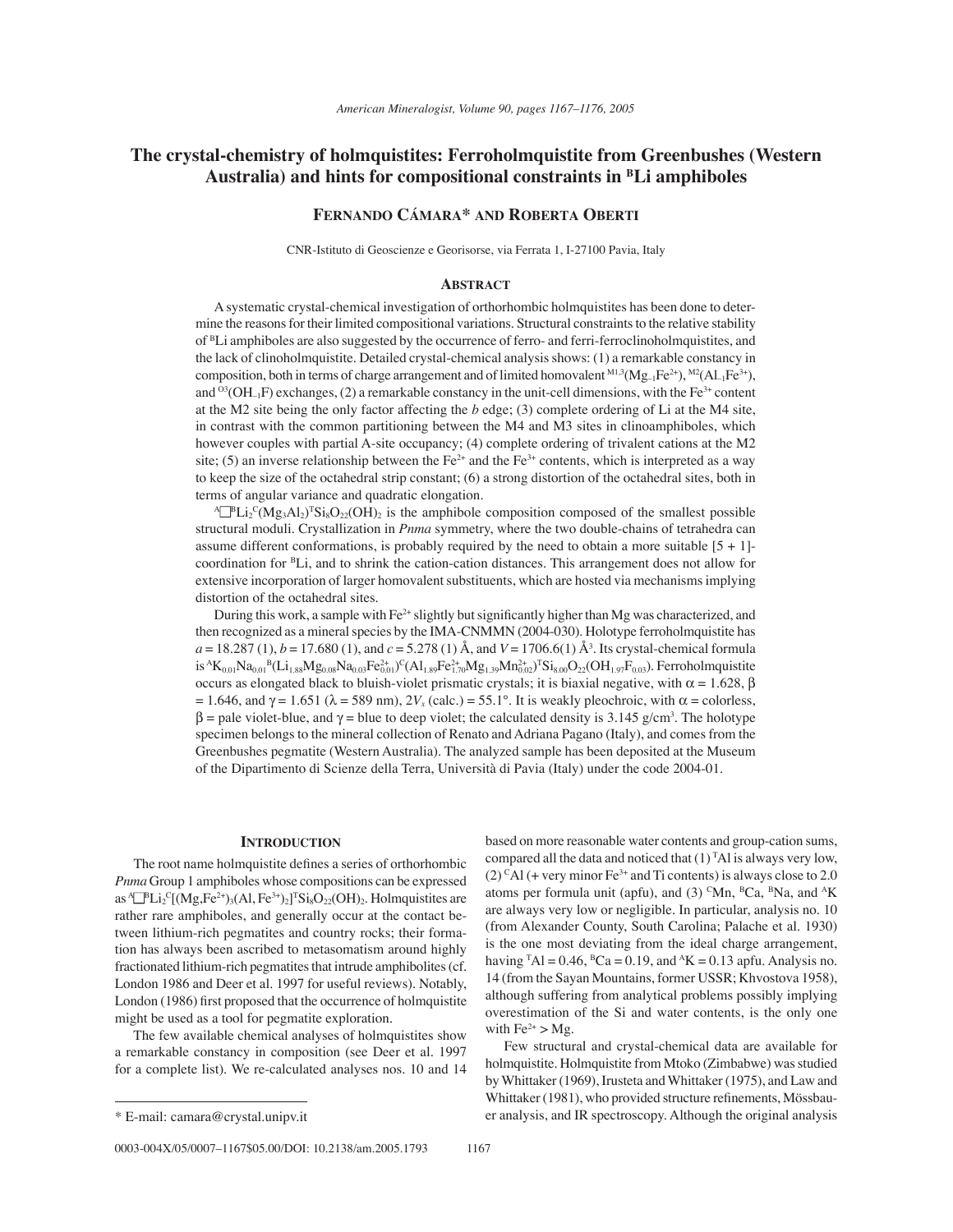# The crystal-chemistry of holmquistites: Ferroholmquistite from Greenbushes (Western Australia) and hints for compositional constraints in $^{B}$Li amphiboles

**Fernando Cámara\* and Roberta Oberti**

CNR-Istituto di Geoscienze e Georisorse, via Ferrata 1, I-27100 Pavia, Italy

## Abstract

A systematic crystal-chemical investigation of orthorhombic holmquistites has been done to determine the reasons for their limited compositional variations. Structural constraints to the relative stability of $^{B}$Li amphiboles are also suggested by the occurrence of ferro- and ferri-ferroclinoholmquistites, and the lack of clinoholmquistite. Detailed crystal-chemical analysis shows: (1) a remarkable constancy in composition, both in terms of charge arrangement and of limited homovalent $^{M1,3}(Mg_{-1}Fe^{2+})$, $^{M2}(Al_{-1}Fe^{3+})$, and $^{O3}(OH_{-1}F)$ exchanges, (2) a remarkable constancy in the unit-cell dimensions, with the $Fe^{3+}$ content at the M2 site being the only factor affecting the *b* edge; (3) complete ordering of Li at the M4 site, in contrast with the common partitioning between the M4 and M3 sites in clinoamphiboles, which however couples with partial A-site occupancy; (4) complete ordering of trivalent cations at the M2 site; (5) an inverse relationship between the $Fe^{2+}$ and the $Fe^{3+}$ contents, which is interpreted as a way to keep the size of the octahedral strip constant; (6) a strong distortion of the octahedral sites, both in terms of angular variance and quadratic elongation.

$^{A}\square^{B}Li_2{}^{C}(Mg_3Al_2)^{T}Si_8O_{22}(OH)_2$ is the amphibole composition composed of the smallest possible structural moduli. Crystallization in *Pnma* symmetry, where the two double-chains of tetrahedra can assume different conformations, is probably required by the need to obtain a more suitable [5 + 1]-coordination for $^{B}$Li, and to shrink the cation-cation distances. This arrangement does not allow for extensive incorporation of larger homovalent substituents, which are hosted via mechanisms implying distortion of the octahedral sites.

During this work, a sample with $Fe^{2+}$ slightly but significantly higher than Mg was characterized, and then recognized as a mineral species by the IMA-CNMMN (2004-030). Holotype ferroholmquistite has $a = 18.287$ (1), $b = 17.680$ (1), and $c = 5.278$ (1) Å, and $V = 1706.6(1)$ Å$^3$. Its crystal-chemical formula is $^{A}K_{0.01}Na_{0.01}{}^{B}(Li_{1.88}Mg_{0.08}Na_{0.03}Fe^{2+}_{0.01})^{C}(Al_{1.89}Fe^{2+}_{1.70}Mg_{1.39}Mn^{2+}_{0.02})^{T}Si_{8.00}O_{22}(OH_{1.97}F_{0.03})$. Ferroholmquistite occurs as elongated black to bluish-violet prismatic crystals; it is biaxial negative, with $\alpha = 1.628$, $\beta = 1.646$, and $\gamma = 1.651$ ($\lambda = 589$ nm), $2V_x$ (calc.) = 55.1°. It is weakly pleochroic, with $\alpha$ = colorless, $\beta$ = pale violet-blue, and $\gamma$ = blue to deep violet; the calculated density is 3.145 g/cm$^3$. The holotype specimen belongs to the mineral collection of Renato and Adriana Pagano (Italy), and comes from the Greenbushes pegmatite (Western Australia). The analyzed sample has been deposited at the Museum of the Dipartimento di Scienze della Terra, Università di Pavia (Italy) under the code 2004-01.

## Introduction

The root name holmquistite defines a series of orthorhombic *Pnma* Group 1 amphiboles whose compositions can be expressed as $^{A}\square^{B}Li_2{}^{C}[(Mg,Fe^{2+})_3(Al,Fe^{3+})_2]^{T}Si_8O_{22}(OH)_2$. Holmquistites are rather rare amphiboles, and generally occur at the contact between lithium-rich pegmatites and country rocks; their formation has always been ascribed to metasomatism around highly fractionated lithium-rich pegmatites that intrude amphibolites (cf. London 1986 and Deer et al. 1997 for useful reviews). Notably, London (1986) first proposed that the occurrence of holmquistite might be used as a tool for pegmatite exploration.

The few available chemical analyses of holmquistites show a remarkable constancy in composition (see Deer et al. 1997 for a complete list). We re-calculated analyses nos. 10 and 14 based on more reasonable water contents and group-cation sums, compared all the data and noticed that (1) $^{T}$Al is always very low, (2) $^{C}$Al (+ very minor $Fe^{3+}$ and Ti contents) is always close to 2.0 atoms per formula unit (apfu), and (3) $^{C}$Mn, $^{B}$Ca, $^{B}$Na, and $^{A}$K are always very low or negligible. In particular, analysis no. 10 (from Alexander County, South Carolina; Palache et al. 1930) is the one most deviating from the ideal charge arrangement, having $^{T}Al = 0.46$, $^{B}Ca = 0.19$, and $^{A}K = 0.13$ apfu. Analysis no. 14 (from the Sayan Mountains, former USSR; Khvostova 1958), although suffering from analytical problems possibly implying overestimation of the Si and water contents, is the only one with $Fe^{2+} > Mg$.

Few structural and crystal-chemical data are available for holmquistite. Holmquistite from Mtoko (Zimbabwe) was studied by Whittaker (1969), Irusteta and Whittaker (1975), and Law and Whittaker (1981), who provided structure refinements, Mössbauer analysis, and IR spectroscopy. Although the original analysis

\* E-mail: camara@crystal.unipv.it

0003-004X/05/0007–1167$05.00/DOI: 10.2138/am.2005.1793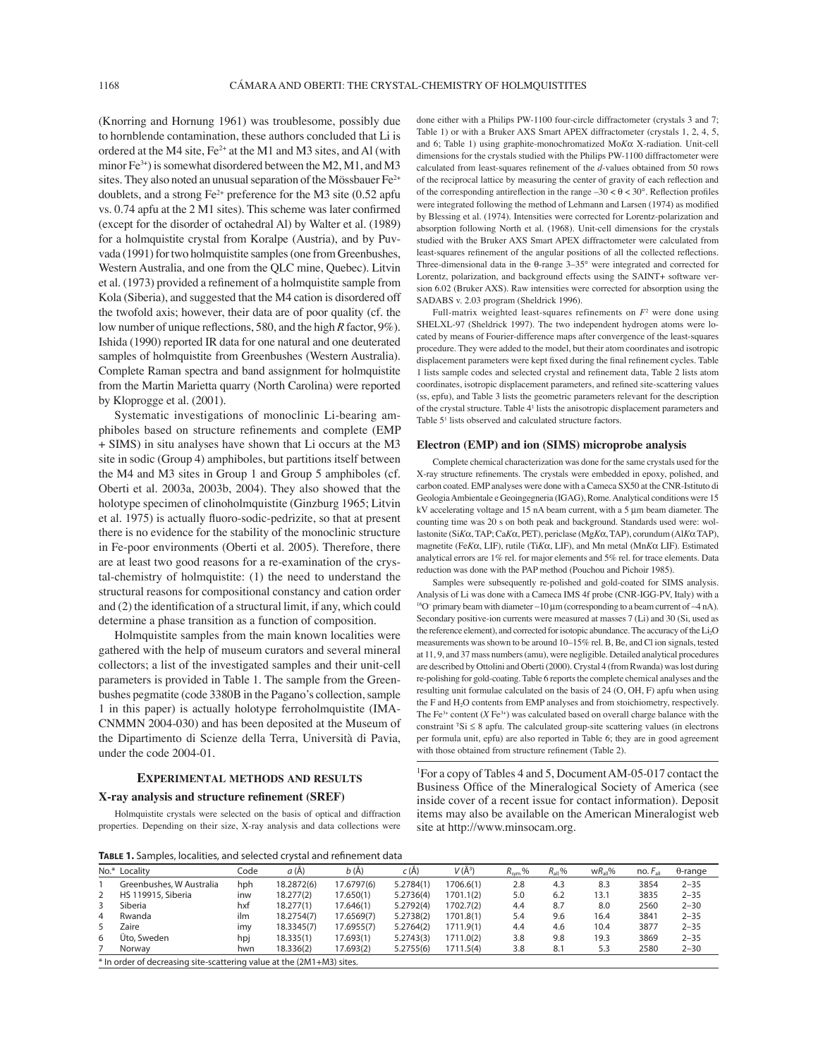(Knorring and Hornung 1961) was troublesome, possibly due to hornblende contamination, these authors concluded that Li is ordered at the M4 site, $Fe^{2+}$ at the M1 and M3 sites, and Al (with minor $Fe^{3+}$) is somewhat disordered between the M2, M1, and M3 sites. They also noted an unusual separation of the Mössbauer $Fe^{2+}$ doublets, and a strong $Fe^{2+}$ preference for the M3 site (0.52 apfu vs. 0.74 apfu at the 2 M1 sites). This scheme was later confirmed (except for the disorder of octahedral Al) by Walter et al. (1989) for a holmquistite crystal from Koralpe (Austria), and by Puvvada (1991) for two holmquistite samples (one from Greenbushes, Western Australia, and one from the QLC mine, Quebec). Litvin et al. (1973) provided a refinement of a holmquistite sample from Kola (Siberia), and suggested that the M4 cation is disordered off the twofold axis; however, their data are of poor quality (cf. the low number of unique reflections, 580, and the high *R* factor, 9%). Ishida (1990) reported IR data for one natural and one deuterated samples of holmquistite from Greenbushes (Western Australia). Complete Raman spectra and band assignment for holmquistite from the Martin Marietta quarry (North Carolina) were reported by Kloprogge et al. (2001).

Systematic investigations of monoclinic Li-bearing amphiboles based on structure refinements and complete (EMP + SIMS) in situ analyses have shown that Li occurs at the M3 site in sodic (Group 4) amphiboles, but partitions itself between the M4 and M3 sites in Group 1 and Group 5 amphiboles (cf. Oberti et al. 2003a, 2003b, 2004). They also showed that the holotype specimen of clinoholmquistite (Ginzburg 1965; Litvin et al. 1975) is actually fluoro-sodic-pedrizite, so that at present there is no evidence for the stability of the monoclinic structure in Fe-poor environments (Oberti et al. 2005). Therefore, there are at least two good reasons for a re-examination of the crystal-chemistry of holmquistite: (1) the need to understand the structural reasons for compositional constancy and cation order and (2) the identification of a structural limit, if any, which could determine a phase transition as a function of composition.

Holmquistite samples from the main known localities were gathered with the help of museum curators and several mineral collectors; a list of the investigated samples and their unit-cell parameters is provided in Table 1. The sample from the Greenbushes pegmatite (code 3380B in the Pagano's collection, sample 1 in this paper) is actually holotype ferroholmquistite (IMA-CNMMN 2004-030) and has been deposited at the Museum of the Dipartimento di Scienze della Terra, Università di Pavia, under the code 2004-01.

## Experimental methods and results

### X-ray analysis and structure refinement (SREF)

Holmquistite crystals were selected on the basis of optical and diffraction properties. Depending on their size, X-ray analysis and data collections were done either with a Philips PW-1100 four-circle diffractometer (crystals 3 and 7; Table 1) or with a Bruker AXS Smart APEX diffractometer (crystals 1, 2, 4, 5, and 6; Table 1) using graphite-monochromatized Mo*K*α X-radiation. Unit-cell dimensions for the crystals studied with the Philips PW-1100 diffractometer were calculated from least-squares refinement of the *d*-values obtained from 50 rows of the reciprocal lattice by measuring the center of gravity of each reflection and of the corresponding antireflection in the range $-30 < \theta < 30°$. Reflection profiles were integrated following the method of Lehmann and Larsen (1974) as modified by Blessing et al. (1974). Intensities were corrected for Lorentz-polarization and absorption following North et al. (1968). Unit-cell dimensions for the crystals studied with the Bruker AXS Smart APEX diffractometer were calculated from least-squares refinement of the angular positions of all the collected reflections. Three-dimensional data in the θ-range 3–35° were integrated and corrected for Lorentz, polarization, and background effects using the SAINT+ software version 6.02 (Bruker AXS). Raw intensities were corrected for absorption using the SADABS v. 2.03 program (Sheldrick 1996).

Full-matrix weighted least-squares refinements on $F^2$ were done using SHELXL-97 (Sheldrick 1997). The two independent hydrogen atoms were located by means of Fourier-difference maps after convergence of the least-squares procedure. They were added to the model, but their atom coordinates and isotropic displacement parameters were kept fixed during the final refinement cycles. Table 1 lists sample codes and selected crystal and refinement data, Table 2 lists atom coordinates, isotropic displacement parameters, and refined site-scattering values (ss, epfu), and Table 3 lists the geometric parameters relevant for the description of the crystal structure. Table 4[1] lists the anisotropic displacement parameters and Table 5[1] lists observed and calculated structure factors.

### Electron (EMP) and ion (SIMS) microprobe analysis

Complete chemical characterization was done for the same crystals used for the X-ray structure refinements. The crystals were embedded in epoxy, polished, and carbon coated. EMP analyses were done with a Cameca SX50 at the CNR-Istituto di Geologia Ambientale e Geoingegneria (IGAG), Rome. Analytical conditions were 15 kV accelerating voltage and 15 nA beam current, with a 5 µm beam diameter. The counting time was 20 s on both peak and background. Standards used were: wollastonite (Si*K*α, TAP; Ca*K*α, PET), periclase (Mg*K*α, TAP), corundum (Al*K*α TAP), magnetite (Fe*K*α, LIF), rutile (Ti*K*α, LIF), and Mn metal (Mn*K*α LIF). Estimated analytical errors are 1% rel. for major elements and 5% rel. for trace elements. Data reduction was done with the PAP method (Pouchou and Pichoir 1985).

Samples were subsequently re-polished and gold-coated for SIMS analysis. Analysis of Li was done with a Cameca IMS 4f probe (CNR-IGG-PV, Italy) with a $^{16}O^-$ primary beam with diameter ~10 µm (corresponding to a beam current of ~4 nA). Secondary positive-ion currents were measured at masses 7 (Li) and 30 (Si, used as the reference element), and corrected for isotopic abundance. The accuracy of the $Li_2O$ measurements was shown to be around 10–15% rel. B, Be, and Cl ion signals, tested at 11, 9, and 37 mass numbers (amu), were negligible. Detailed analytical procedures are described by Ottolini and Oberti (2000). Crystal 4 (from Rwanda) was lost during re-polishing for gold-coating. Table 6 reports the complete chemical analyses and the resulting unit formulae calculated on the basis of 24 (O, OH, F) apfu when using the F and $H_2O$ contents from EMP analyses and from stoichiometry, respectively. The $Fe^{3+}$ content ($X\,Fe^{3+}$) was calculated based on overall charge balance with the constraint $^{T}Si \leq 8$ apfu. The calculated group-site scattering values (in electrons per formula unit, epfu) are also reported in Table 6; they are in good agreement with those obtained from structure refinement (Table 2).

[1]For a copy of Tables 4 and 5, Document AM-05-017 contact the Business Office of the Mineralogical Society of America (see inside cover of a recent issue for contact information). Deposit items may also be available on the American Mineralogist web site at http://www.minsocam.org.

**Table 1.** Samples, localities, and selected crystal and refinement data

| No.* | Locality | Code | *a* (Å) | *b* (Å) | *c* (Å) | *V* (Å³) | $R_{sym}$ % | $R_{all}$ % | $wR_{all}$% | no. $F_{all}$ | θ-range |
|---|---|---|---|---|---|---|---|---|---|---|---|
| 1 | Greenbushes, W Australia | hph | 18.2872(6) | 17.6797(6) | 5.2784(1) | 1706.6(1) | 2.8 | 4.3 | 8.3 | 3854 | 2–35 |
| 2 | HS 119915, Siberia | inw | 18.277(2) | 17.650(1) | 5.2736(4) | 1701.1(2) | 5.0 | 6.2 | 13.1 | 3835 | 2–35 |
| 3 | Siberia | hxf | 18.277(1) | 17.646(1) | 5.2792(4) | 1702.7(2) | 4.4 | 8.7 | 8.0 | 2560 | 2–30 |
| 4 | Rwanda | ilm | 18.2754(7) | 17.6569(7) | 5.2738(2) | 1701.8(1) | 5.4 | 9.6 | 16.4 | 3841 | 2–35 |
| 5 | Zaire | imy | 18.3345(7) | 17.6955(7) | 5.2764(2) | 1711.9(1) | 4.4 | 4.6 | 10.4 | 3877 | 2–35 |
| 6 | Üto, Sweden | hpj | 18.335(1) | 17.693(1) | 5.2743(3) | 1711.0(2) | 3.8 | 9.8 | 19.3 | 3869 | 2–35 |
| 7 | Norway | hwn | 18.336(2) | 17.693(2) | 5.2755(6) | 1711.5(4) | 3.8 | 8.1 | 5.3 | 2580 | 2–30 |

\* In order of decreasing site-scattering value at the (2M1+M3) sites.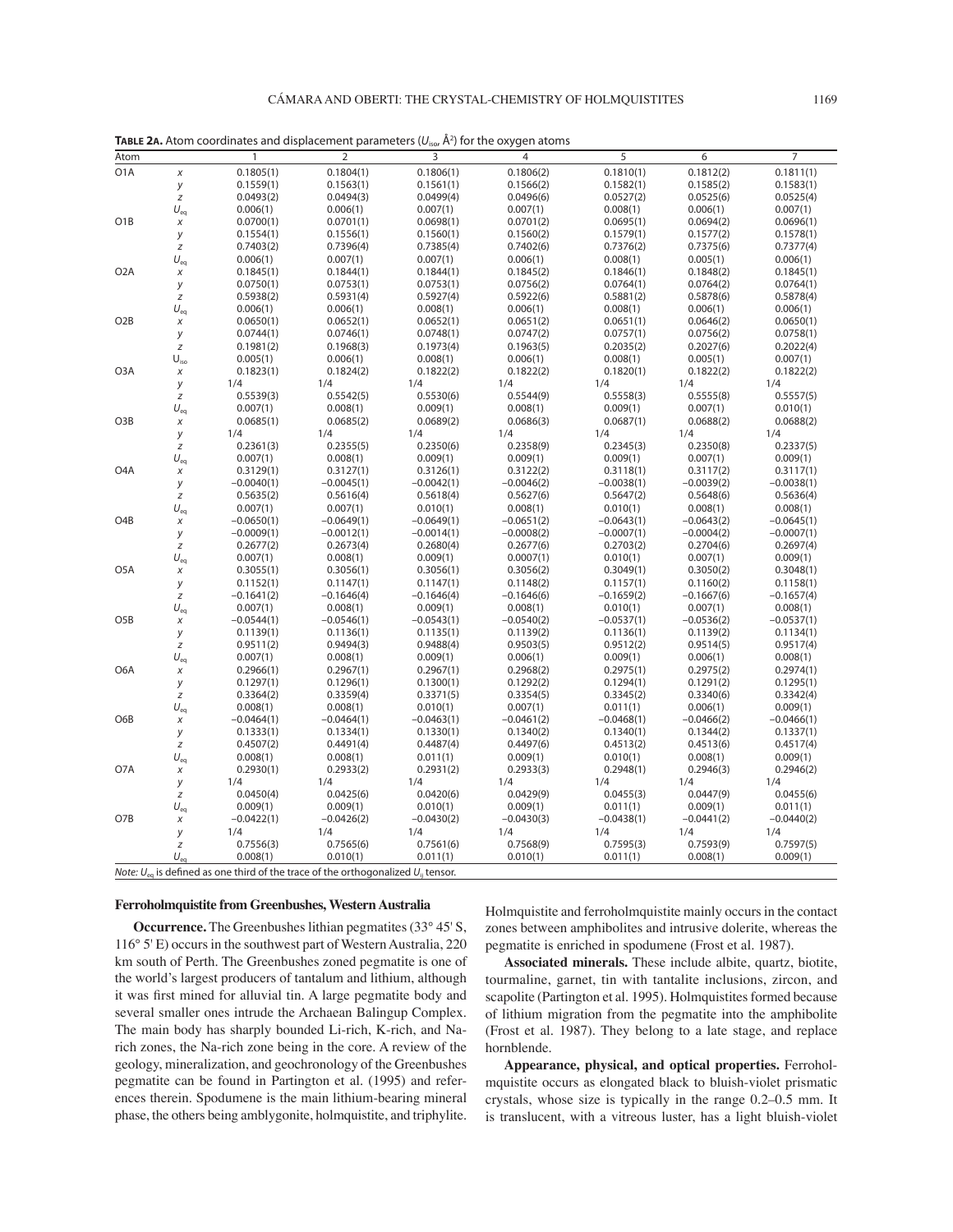**Table 2A.** Atom coordinates and displacement parameters ($U_{iso}$, Å$^2$) for the oxygen atoms

| Atom | | 1 | 2 | 3 | 4 | 5 | 6 | 7 |
|---|---|---|---|---|---|---|---|---|
| O1A | $x$ | 0.1805(1) | 0.1804(1) | 0.1806(1) | 0.1806(2) | 0.1810(1) | 0.1812(2) | 0.1811(1) |
| | $y$ | 0.1559(1) | 0.1563(1) | 0.1561(1) | 0.1566(2) | 0.1582(1) | 0.1585(2) | 0.1583(1) |
| | $z$ | 0.0493(2) | 0.0494(3) | 0.0499(4) | 0.0496(6) | 0.0527(2) | 0.0525(6) | 0.0525(4) |
| | $U_{eq}$ | 0.006(1) | 0.006(1) | 0.007(1) | 0.007(1) | 0.008(1) | 0.006(1) | 0.007(1) |
| O1B | $x$ | 0.0700(1) | 0.0701(1) | 0.0698(1) | 0.0701(2) | 0.0695(1) | 0.0694(2) | 0.0696(1) |
| | $y$ | 0.1554(1) | 0.1556(1) | 0.1560(1) | 0.1560(2) | 0.1579(1) | 0.1577(2) | 0.1578(1) |
| | $z$ | 0.7403(2) | 0.7396(4) | 0.7385(4) | 0.7402(6) | 0.7376(2) | 0.7375(6) | 0.7377(4) |
| | $U_{eq}$ | 0.006(1) | 0.007(1) | 0.007(1) | 0.006(1) | 0.008(1) | 0.005(1) | 0.006(1) |
| O2A | $x$ | 0.1845(1) | 0.1844(1) | 0.1844(1) | 0.1845(2) | 0.1846(1) | 0.1848(2) | 0.1845(1) |
| | $y$ | 0.0750(1) | 0.0753(1) | 0.0753(1) | 0.0756(2) | 0.0764(1) | 0.0764(2) | 0.0764(1) |
| | $z$ | 0.5938(2) | 0.5931(4) | 0.5927(4) | 0.5922(6) | 0.5881(2) | 0.5878(6) | 0.5878(4) |
| | $U_{eq}$ | 0.006(1) | 0.006(1) | 0.008(1) | 0.006(1) | 0.008(1) | 0.006(1) | 0.006(1) |
| O2B | $x$ | 0.0650(1) | 0.0652(1) | 0.0652(1) | 0.0651(2) | 0.0651(1) | 0.0646(2) | 0.0650(1) |
| | $y$ | 0.0744(1) | 0.0746(1) | 0.0748(1) | 0.0747(2) | 0.0757(1) | 0.0756(2) | 0.0758(1) |
| | $z$ | 0.1981(2) | 0.1968(3) | 0.1973(4) | 0.1963(5) | 0.2035(2) | 0.2027(6) | 0.2022(4) |
| | $U_{iso}$ | 0.005(1) | 0.006(1) | 0.008(1) | 0.006(1) | 0.008(1) | 0.005(1) | 0.007(1) |
| O3A | $x$ | 0.1823(1) | 0.1824(2) | 0.1822(2) | 0.1822(2) | 0.1820(1) | 0.1822(2) | 0.1822(2) |
| | $y$ | 1/4 | 1/4 | 1/4 | 1/4 | 1/4 | 1/4 | 1/4 |
| | $z$ | 0.5539(3) | 0.5542(5) | 0.5530(6) | 0.5544(9) | 0.5558(3) | 0.5555(8) | 0.5557(5) |
| | $U_{eq}$ | 0.007(1) | 0.008(1) | 0.009(1) | 0.008(1) | 0.009(1) | 0.007(1) | 0.010(1) |
| O3B | $x$ | 0.0685(1) | 0.0685(2) | 0.0689(2) | 0.0686(3) | 0.0687(1) | 0.0688(2) | 0.0688(2) |
| | $y$ | 1/4 | 1/4 | 1/4 | 1/4 | 1/4 | 1/4 | 1/4 |
| | $z$ | 0.2361(3) | 0.2355(5) | 0.2350(6) | 0.2358(9) | 0.2345(3) | 0.2350(8) | 0.2337(5) |
| | $U_{eq}$ | 0.007(1) | 0.008(1) | 0.009(1) | 0.009(1) | 0.009(1) | 0.007(1) | 0.009(1) |
| O4A | $x$ | 0.3129(1) | 0.3127(1) | 0.3126(1) | 0.3122(2) | 0.3118(1) | 0.3117(2) | 0.3117(1) |
| | $y$ | −0.0040(1) | −0.0045(1) | −0.0042(1) | −0.0046(2) | −0.0038(1) | −0.0039(2) | −0.0038(1) |
| | $z$ | 0.5635(2) | 0.5616(4) | 0.5618(4) | 0.5627(6) | 0.5647(2) | 0.5648(6) | 0.5636(4) |
| | $U_{eq}$ | 0.007(1) | 0.007(1) | 0.010(1) | 0.008(1) | 0.010(1) | 0.008(1) | 0.008(1) |
| O4B | $x$ | −0.0650(1) | −0.0649(1) | −0.0649(1) | −0.0651(2) | −0.0643(1) | −0.0643(2) | −0.0645(1) |
| | $y$ | −0.0009(1) | −0.0012(1) | −0.0014(1) | −0.0008(2) | −0.0007(1) | −0.0004(2) | −0.0007(1) |
| | $z$ | 0.2677(2) | 0.2673(4) | 0.2680(4) | 0.2677(6) | 0.2703(2) | 0.2704(6) | 0.2697(4) |
| | $U_{eq}$ | 0.007(1) | 0.008(1) | 0.009(1) | 0.0007(1) | 0.010(1) | 0.007(1) | 0.009(1) |
| O5A | $x$ | 0.3055(1) | 0.3056(1) | 0.3056(1) | 0.3056(2) | 0.3049(1) | 0.3050(2) | 0.3048(1) |
| | $y$ | 0.1152(1) | 0.1147(1) | 0.1147(1) | 0.1148(2) | 0.1157(1) | 0.1160(2) | 0.1158(1) |
| | $z$ | −0.1641(2) | −0.1646(4) | −0.1646(4) | −0.1646(6) | −0.1659(2) | −0.1667(6) | −0.1657(4) |
| | $U_{eq}$ | 0.007(1) | 0.008(1) | 0.009(1) | 0.008(1) | 0.010(1) | 0.007(1) | 0.008(1) |
| O5B | $x$ | −0.0544(1) | −0.0546(1) | −0.0543(1) | −0.0540(2) | −0.0537(1) | −0.0536(2) | −0.0537(1) |
| | $y$ | 0.1139(1) | 0.1136(1) | 0.1135(1) | 0.1139(2) | 0.1136(1) | 0.1139(2) | 0.1134(1) |
| | $z$ | 0.9511(2) | 0.9494(3) | 0.9488(4) | 0.9503(5) | 0.9512(2) | 0.9514(5) | 0.9517(4) |
| | $U_{eq}$ | 0.007(1) | 0.008(1) | 0.009(1) | 0.006(1) | 0.009(1) | 0.006(1) | 0.008(1) |
| O6A | $x$ | 0.2966(1) | 0.2967(1) | 0.2967(1) | 0.2968(2) | 0.2975(1) | 0.2975(2) | 0.2974(1) |
| | $y$ | 0.1297(1) | 0.1296(1) | 0.1300(1) | 0.1292(2) | 0.1294(1) | 0.1291(2) | 0.1295(1) |
| | $z$ | 0.3364(2) | 0.3359(4) | 0.3371(5) | 0.3354(5) | 0.3345(2) | 0.3340(6) | 0.3342(4) |
| | $U_{eq}$ | 0.008(1) | 0.008(1) | 0.010(1) | 0.007(1) | 0.011(1) | 0.006(1) | 0.009(1) |
| O6B | $x$ | −0.0464(1) | −0.0464(1) | −0.0463(1) | −0.0461(2) | −0.0468(1) | −0.0466(2) | −0.0466(1) |
| | $y$ | 0.1333(1) | 0.1334(1) | 0.1330(1) | 0.1340(2) | 0.1340(1) | 0.1344(2) | 0.1337(1) |
| | $z$ | 0.4507(2) | 0.4491(4) | 0.4487(4) | 0.4497(6) | 0.4513(2) | 0.4513(6) | 0.4517(4) |
| | $U_{eq}$ | 0.008(1) | 0.008(1) | 0.011(1) | 0.009(1) | 0.010(1) | 0.008(1) | 0.009(1) |
| O7A | $x$ | 0.2930(1) | 0.2933(2) | 0.2931(2) | 0.2933(3) | 0.2948(1) | 0.2946(3) | 0.2946(2) |
| | $y$ | 1/4 | 1/4 | 1/4 | 1/4 | 1/4 | 1/4 | 1/4 |
| | $z$ | 0.0450(4) | 0.0425(6) | 0.0420(6) | 0.0429(9) | 0.0455(3) | 0.0447(9) | 0.0455(6) |
| | $U_{eq}$ | 0.009(1) | 0.009(1) | 0.010(1) | 0.009(1) | 0.011(1) | 0.009(1) | 0.011(1) |
| O7B | $x$ | −0.0422(1) | −0.0426(2) | −0.0430(2) | −0.0430(3) | −0.0438(1) | −0.0441(2) | −0.0440(2) |
| | $y$ | 1/4 | 1/4 | 1/4 | 1/4 | 1/4 | 1/4 | 1/4 |
| | $z$ | 0.7556(3) | 0.7565(6) | 0.7561(6) | 0.7568(9) | 0.7595(3) | 0.7593(9) | 0.7597(5) |
| | $U_{eq}$ | 0.008(1) | 0.010(1) | 0.011(1) | 0.010(1) | 0.011(1) | 0.008(1) | 0.009(1) |

*Note:* $U_{eq}$ is defined as one third of the trace of the orthogonalized $U_{ij}$ tensor.

### Ferroholmquistite from Greenbushes, Western Australia

**Occurrence.** The Greenbushes lithian pegmatites (33° 45' S, 116° 5' E) occurs in the southwest part of Western Australia, 220 km south of Perth. The Greenbushes zoned pegmatite is one of the world's largest producers of tantalum and lithium, although it was first mined for alluvial tin. A large pegmatite body and several smaller ones intrude the Archaean Balingup Complex. The main body has sharply bounded Li-rich, K-rich, and Na-rich zones, the Na-rich zone being in the core. A review of the geology, mineralization, and geochronology of the Greenbushes pegmatite can be found in Partington et al. (1995) and references therein. Spodumene is the main lithium-bearing mineral phase, the others being amblygonite, holmquistite, and triphylite. Holmquistite and ferroholmquistite mainly occurs in the contact zones between amphibolites and intrusive dolerite, whereas the pegmatite is enriched in spodumene (Frost et al. 1987).

**Associated minerals.** These include albite, quartz, biotite, tourmaline, garnet, tin with tantalite inclusions, zircon, and scapolite (Partington et al. 1995). Holmquistites formed because of lithium migration from the pegmatite into the amphibolite (Frost et al. 1987). They belong to a late stage, and replace hornblende.

**Appearance, physical, and optical properties.** Ferroholmquistite occurs as elongated black to bluish-violet prismatic crystals, whose size is typically in the range 0.2–0.5 mm. It is translucent, with a vitreous luster, has a light bluish-violet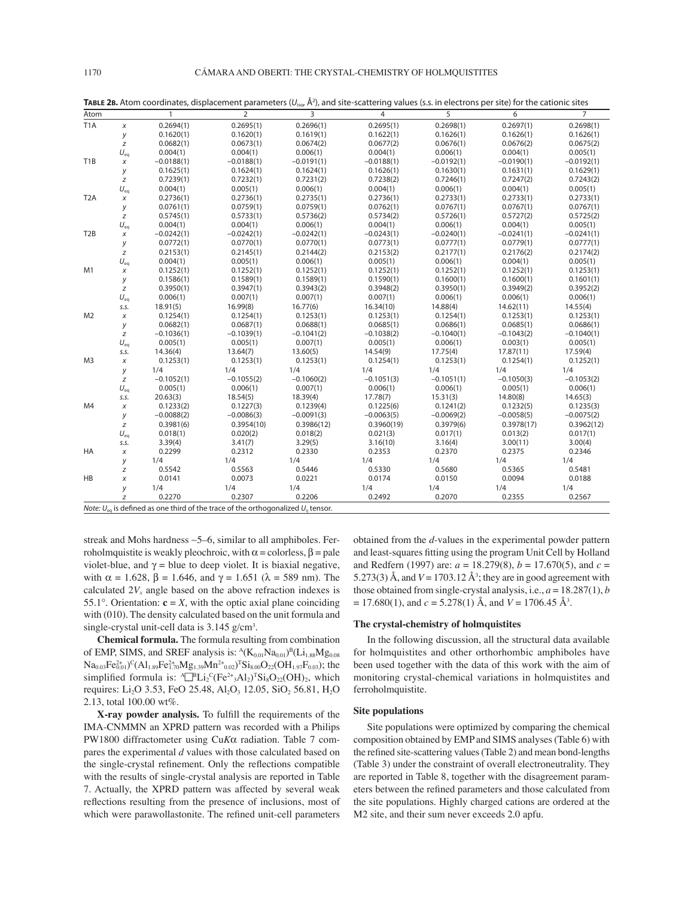**TABLE 2B.** Atom coordinates, displacement parameters ($U_{iso}$, Å$^2$), and site-scattering values (s.s. in electrons per site) for the cationic sites

| Atom | | 1 | 2 | 3 | 4 | 5 | 6 | 7 |
|---|---|---|---|---|---|---|---|---|
| T1A | $x$ | 0.2694(1) | 0.2695(1) | 0.2696(1) | 0.2695(1) | 0.2698(1) | 0.2697(1) | 0.2698(1) |
| | $y$ | 0.1620(1) | 0.1620(1) | 0.1619(1) | 0.1622(1) | 0.1626(1) | 0.1626(1) | 0.1626(1) |
| | $z$ | 0.0682(1) | 0.0673(1) | 0.0674(2) | 0.0677(2) | 0.0676(1) | 0.0676(2) | 0.0675(2) |
| | $U_{eq}$ | 0.004(1) | 0.004(1) | 0.006(1) | 0.004(1) | 0.006(1) | 0.004(1) | 0.005(1) |
| T1B | $x$ | −0.0188(1) | −0.0188(1) | −0.0191(1) | −0.0188(1) | −0.0192(1) | −0.0190(1) | −0.0192(1) |
| | $y$ | 0.1625(1) | 0.1624(1) | 0.1624(1) | 0.1626(1) | 0.1630(1) | 0.1631(1) | 0.1629(1) |
| | $z$ | 0.7239(1) | 0.7232(1) | 0.7231(2) | 0.7238(2) | 0.7246(1) | 0.7247(2) | 0.7243(2) |
| | $U_{eq}$ | 0.004(1) | 0.005(1) | 0.006(1) | 0.004(1) | 0.006(1) | 0.004(1) | 0.005(1) |
| T2A | $x$ | 0.2736(1) | 0.2736(1) | 0.2735(1) | 0.2736(1) | 0.2733(1) | 0.2733(1) | 0.2733(1) |
| | $y$ | 0.0761(1) | 0.0759(1) | 0.0759(1) | 0.0762(1) | 0.0767(1) | 0.0767(1) | 0.0767(1) |
| | $z$ | 0.5745(1) | 0.5733(1) | 0.5736(2) | 0.5734(2) | 0.5726(1) | 0.5727(2) | 0.5725(2) |
| | $U_{eq}$ | 0.004(1) | 0.004(1) | 0.006(1) | 0.004(1) | 0.006(1) | 0.004(1) | 0.005(1) |
| T2B | $x$ | −0.0242(1) | −0.0242(1) | −0.0242(1) | −0.0243(1) | −0.0240(1) | −0.0241(1) | −0.0241(1) |
| | $y$ | 0.0772(1) | 0.0770(1) | 0.0770(1) | 0.0773(1) | 0.0777(1) | 0.0779(1) | 0.0777(1) |
| | $z$ | 0.2153(1) | 0.2145(1) | 0.2144(2) | 0.2153(2) | 0.2177(1) | 0.2176(2) | 0.2174(2) |
| | $U_{eq}$ | 0.004(1) | 0.005(1) | 0.006(1) | 0.005(1) | 0.006(1) | 0.004(1) | 0.005(1) |
| M1 | $x$ | 0.1252(1) | 0.1252(1) | 0.1252(1) | 0.1252(1) | 0.1252(1) | 0.1252(1) | 0.1253(1) |
| | $y$ | 0.1586(1) | 0.1589(1) | 0.1589(1) | 0.1590(1) | 0.1600(1) | 0.1600(1) | 0.1601(1) |
| | $z$ | 0.3950(1) | 0.3947(1) | 0.3943(2) | 0.3948(2) | 0.3950(1) | 0.3949(2) | 0.3952(2) |
| | $U_{eq}$ | 0.006(1) | 0.007(1) | 0.007(1) | 0.007(1) | 0.006(1) | 0.006(1) | 0.006(1) |
| | s.s. | 18.91(5) | 16.99(8) | 16.77(6) | 16.34(10) | 14.88(4) | 14.62(11) | 14.55(4) |
| M2 | $x$ | 0.1254(1) | 0.1254(1) | 0.1253(1) | 0.1253(1) | 0.1254(1) | 0.1253(1) | 0.1253(1) |
| | $y$ | 0.0682(1) | 0.0687(1) | 0.0688(1) | 0.0685(1) | 0.0686(1) | 0.0685(1) | 0.0686(1) |
| | $z$ | −0.1036(1) | −0.1039(1) | −0.1041(2) | −0.1038(2) | −0.1040(1) | −0.1043(2) | −0.1040(1) |
| | $U_{eq}$ | 0.005(1) | 0.005(1) | 0.007(1) | 0.005(1) | 0.006(1) | 0.003(1) | 0.005(1) |
| | s.s. | 14.36(4) | 13.64(7) | 13.60(5) | 14.54(9) | 17.75(4) | 17.87(11) | 17.59(4) |
| M3 | $x$ | 0.1253(1) | 0.1253(1) | 0.1253(1) | 0.1254(1) | 0.1253(1) | 0.1254(1) | 0.1252(1) |
| | $y$ | 1/4 | 1/4 | 1/4 | 1/4 | 1/4 | 1/4 | 1/4 |
| | $z$ | −0.1052(1) | −0.1055(2) | −0.1060(2) | −0.1051(3) | −0.1051(1) | −0.1050(3) | −0.1053(2) |
| | $U_{eq}$ | 0.005(1) | 0.006(1) | 0.007(1) | 0.006(1) | 0.006(1) | 0.005(1) | 0.006(1) |
| | s.s. | 20.63(3) | 18.54(5) | 18.39(4) | 17.78(7) | 15.31(3) | 14.80(8) | 14.65(3) |
| M4 | $x$ | 0.1233(2) | 0.1227(3) | 0.1239(4) | 0.1225(6) | 0.1241(2) | 0.1232(5) | 0.1235(3) |
| | $y$ | −0.0088(2) | −0.0086(3) | −0.0091(3) | −0.0063(5) | −0.0069(2) | −0.0058(5) | −0.0075(2) |
| | $z$ | 0.3981(6) | 0.3954(10) | 0.3986(12) | 0.3960(19) | 0.3979(6) | 0.3978(17) | 0.3962(12) |
| | $U_{eq}$ | 0.018(1) | 0.020(2) | 0.018(2) | 0.021(3) | 0.017(1) | 0.013(2) | 0.017(1) |
| | s.s. | 3.39(4) | 3.41(7) | 3.29(5) | 3.16(10) | 3.16(4) | 3.00(11) | 3.00(4) |
| HA | $x$ | 0.2299 | 0.2312 | 0.2330 | 0.2353 | 0.2370 | 0.2375 | 0.2346 |
| | $y$ | 1/4 | 1/4 | 1/4 | 1/4 | 1/4 | 1/4 | 1/4 |
| | $z$ | 0.5542 | 0.5563 | 0.5446 | 0.5330 | 0.5680 | 0.5365 | 0.5481 |
| HB | $x$ | 0.0141 | 0.0073 | 0.0221 | 0.0174 | 0.0150 | 0.0094 | 0.0188 |
| | $y$ | 1/4 | 1/4 | 1/4 | 1/4 | 1/4 | 1/4 | 1/4 |
| | $z$ | 0.2270 | 0.2307 | 0.2206 | 0.2492 | 0.2070 | 0.2355 | 0.2567 |

*Note:* $U_{eq}$ is defined as one third of the trace of the orthogonalized $U_{ij}$ tensor.

streak and Mohs hardness ~5–6, similar to all amphiboles. Ferroholmquistite is weakly pleochroic, with $\alpha$ = colorless, $\beta$ = pale violet-blue, and $\gamma$ = blue to deep violet. It is biaxial negative, with $\alpha = 1.628$, $\beta = 1.646$, and $\gamma = 1.651$ ($\lambda$ = 589 nm). The calculated $2V_x$ angle based on the above refraction indexes is 55.1°. Orientation: **c** = $X$, with the optic axial plane coinciding with (010). The density calculated based on the unit formula and single-crystal unit-cell data is 3.145 g/cm$^3$.

**Chemical formula.** The formula resulting from combination of EMP, SIMS, and SREF analysis is: $^{A}(K_{0.01}Na_{0.01})^{B}(Li_{1.88}Mg_{0.08}Na_{0.03}Fe^{2+}_{0.01})^{C}(Al_{1.89}Fe^{2+}_{1.70}Mg_{1.39}Mn^{2+}_{0.02})^{T}Si_{8.00}O_{22}(OH_{1.97}F_{0.03})$; the simplified formula is: $^{A}\square^{B}Li_2{}^{C}(Fe^{2+}{}_3Al_2)^{T}Si_8O_{22}(OH)_2$, which requires: $Li_2O$ 3.53, FeO 25.48, $Al_2O_3$ 12.05, $SiO_2$ 56.81, $H_2O$ 2.13, total 100.00 wt%.

**X-ray powder analysis.** To fulfill the requirements of the IMA-CNMMN an XPRD pattern was recorded with a Philips PW1800 diffractometer using Cu$K\alpha$ radiation. Table 7 compares the experimental $d$ values with those calculated based on the single-crystal refinement. Only the reflections compatible with the results of single-crystal analysis are reported in Table 7. Actually, the XPRD pattern was affected by several weak reflections resulting from the presence of inclusions, most of which were parawollastonite. The refined unit-cell parameters obtained from the $d$-values in the experimental powder pattern and least-squares fitting using the program Unit Cell by Holland and Redfern (1997) are: $a$ = 18.279(8), $b$ = 17.670(5), and $c$ = 5.273(3) Å, and $V$ = 1703.12 Å$^3$; they are in good agreement with those obtained from single-crystal analysis, i.e., $a$ = 18.287(1), $b$ = 17.680(1), and $c$ = 5.278(1) Å, and $V$ = 1706.45 Å$^3$.

### The crystal-chemistry of holmquistites

In the following discussion, all the structural data available for holmquistites and other orthorhombic amphiboles have been used together with the data of this work with the aim of monitoring crystal-chemical variations in holmquistites and ferroholmquistite.

### Site populations

Site populations were optimized by comparing the chemical composition obtained by EMP and SIMS analyses (Table 6) with the refined site-scattering values (Table 2) and mean bond-lengths (Table 3) under the constraint of overall electroneutrality. They are reported in Table 8, together with the disagreement parameters between the refined parameters and those calculated from the site populations. Highly charged cations are ordered at the M2 site, and their sum never exceeds 2.0 apfu.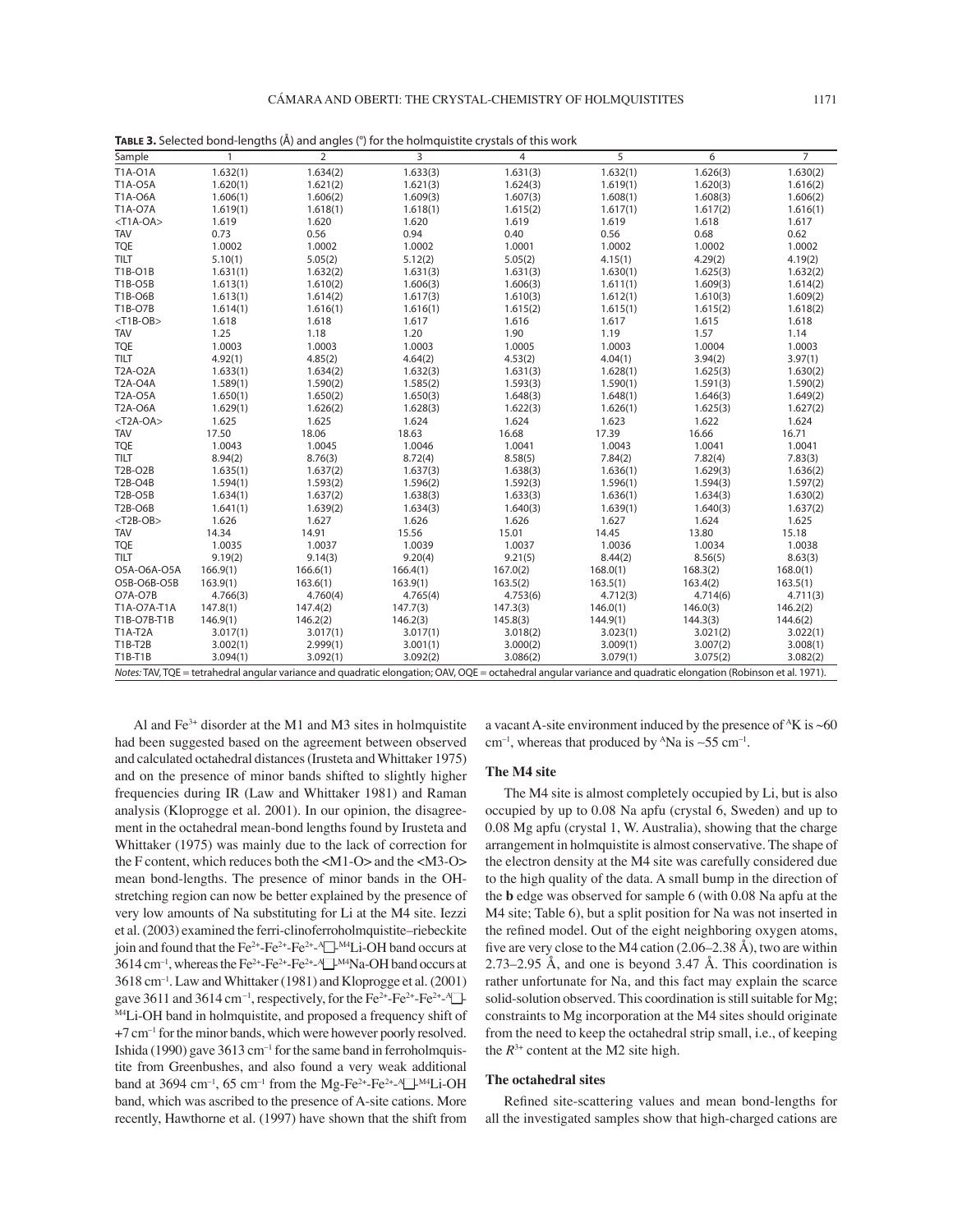**TABLE 3.** Selected bond-lengths (Å) and angles (°) for the holmquistite crystals of this work

| Sample | 1 | 2 | 3 | 4 | 5 | 6 | 7 |
|---|---|---|---|---|---|---|---|
| T1A-O1A | 1.632(1) | 1.634(2) | 1.633(3) | 1.631(3) | 1.632(1) | 1.626(3) | 1.630(2) |
| T1A-O5A | 1.620(1) | 1.621(2) | 1.621(3) | 1.624(3) | 1.619(1) | 1.620(3) | 1.616(2) |
| T1A-O6A | 1.606(1) | 1.606(2) | 1.609(3) | 1.607(3) | 1.608(1) | 1.608(3) | 1.606(2) |
| T1A-O7A | 1.619(1) | 1.618(1) | 1.618(1) | 1.615(2) | 1.617(1) | 1.617(2) | 1.616(1) |
| <T1A-OA> | 1.619 | 1.620 | 1.620 | 1.619 | 1.619 | 1.618 | 1.617 |
| TAV | 0.73 | 0.56 | 0.94 | 0.40 | 0.56 | 0.68 | 0.62 |
| TQE | 1.0002 | 1.0002 | 1.0002 | 1.0001 | 1.0002 | 1.0002 | 1.0002 |
| TILT | 5.10(1) | 5.05(2) | 5.12(2) | 5.05(2) | 4.15(1) | 4.29(2) | 4.19(2) |
| T1B-O1B | 1.631(1) | 1.632(2) | 1.631(3) | 1.631(3) | 1.630(1) | 1.625(3) | 1.632(2) |
| T1B-O5B | 1.613(1) | 1.610(2) | 1.606(3) | 1.606(3) | 1.611(1) | 1.609(3) | 1.614(2) |
| T1B-O6B | 1.613(1) | 1.614(2) | 1.617(3) | 1.610(3) | 1.612(1) | 1.610(3) | 1.609(2) |
| T1B-O7B | 1.614(1) | 1.616(1) | 1.616(1) | 1.615(2) | 1.615(1) | 1.615(2) | 1.618(2) |
| <T1B-OB> | 1.618 | 1.618 | 1.617 | 1.616 | 1.617 | 1.615 | 1.618 |
| TAV | 1.25 | 1.18 | 1.20 | 1.90 | 1.19 | 1.57 | 1.14 |
| TQE | 1.0003 | 1.0003 | 1.0003 | 1.0005 | 1.0003 | 1.0004 | 1.0003 |
| TILT | 4.92(1) | 4.85(2) | 4.64(2) | 4.53(2) | 4.04(1) | 3.94(2) | 3.97(1) |
| T2A-O2A | 1.633(1) | 1.634(2) | 1.632(3) | 1.631(3) | 1.628(1) | 1.625(3) | 1.630(2) |
| T2A-O4A | 1.589(1) | 1.590(2) | 1.585(2) | 1.593(3) | 1.590(1) | 1.591(3) | 1.590(2) |
| T2A-O5A | 1.650(1) | 1.650(2) | 1.650(3) | 1.648(3) | 1.648(1) | 1.646(3) | 1.649(2) |
| T2A-O6A | 1.629(1) | 1.626(2) | 1.628(3) | 1.622(3) | 1.626(1) | 1.625(3) | 1.627(2) |
| <T2A-OA> | 1.625 | 1.625 | 1.624 | 1.624 | 1.623 | 1.622 | 1.624 |
| TAV | 17.50 | 18.06 | 18.63 | 16.68 | 17.39 | 16.66 | 16.71 |
| TQE | 1.0043 | 1.0045 | 1.0046 | 1.0041 | 1.0043 | 1.0041 | 1.0041 |
| TILT | 8.94(2) | 8.76(3) | 8.72(4) | 8.58(5) | 7.84(2) | 7.82(4) | 7.83(3) |
| T2B-O2B | 1.635(1) | 1.637(2) | 1.637(3) | 1.638(3) | 1.636(1) | 1.629(3) | 1.636(2) |
| T2B-O4B | 1.594(1) | 1.593(2) | 1.596(2) | 1.592(3) | 1.596(1) | 1.594(3) | 1.597(2) |
| T2B-O5B | 1.634(1) | 1.637(2) | 1.638(3) | 1.633(3) | 1.636(1) | 1.634(3) | 1.630(2) |
| T2B-O6B | 1.641(1) | 1.639(2) | 1.634(3) | 1.640(3) | 1.639(1) | 1.640(3) | 1.637(2) |
| <T2B-OB> | 1.626 | 1.627 | 1.626 | 1.626 | 1.627 | 1.624 | 1.625 |
| TAV | 14.34 | 14.91 | 15.56 | 15.01 | 14.45 | 13.80 | 15.18 |
| TQE | 1.0035 | 1.0037 | 1.0039 | 1.0037 | 1.0036 | 1.0034 | 1.0038 |
| TILT | 9.19(2) | 9.14(3) | 9.20(4) | 9.21(5) | 8.44(2) | 8.56(5) | 8.63(3) |
| O5A-O6A-O5A | 166.9(1) | 166.6(1) | 166.4(1) | 167.0(2) | 168.0(1) | 168.3(2) | 168.0(1) |
| O5B-O6B-O5B | 163.9(1) | 163.6(1) | 163.9(1) | 163.5(2) | 163.5(1) | 163.4(2) | 163.5(1) |
| O7A-O7B | 4.766(3) | 4.760(4) | 4.765(4) | 4.753(6) | 4.712(3) | 4.714(6) | 4.711(3) |
| T1A-O7A-T1A | 147.8(1) | 147.4(2) | 147.7(3) | 147.3(3) | 146.0(1) | 146.0(3) | 146.2(2) |
| T1B-O7B-T1B | 146.9(1) | 146.2(2) | 146.2(3) | 145.8(3) | 144.9(1) | 144.3(3) | 144.6(2) |
| T1A-T2A | 3.017(1) | 3.017(1) | 3.017(1) | 3.018(2) | 3.023(1) | 3.021(2) | 3.022(1) |
| T1B-T2B | 3.002(1) | 2.999(1) | 3.001(1) | 3.000(2) | 3.009(1) | 3.007(2) | 3.008(1) |
| T1B-T1B | 3.094(1) | 3.092(1) | 3.092(2) | 3.086(2) | 3.079(1) | 3.075(2) | 3.082(2) |

*Notes:* TAV, TQE = tetrahedral angular variance and quadratic elongation; OAV, OQE = octahedral angular variance and quadratic elongation (Robinson et al. 1971).

Al and $Fe^{3+}$ disorder at the M1 and M3 sites in holmquistite had been suggested based on the agreement between observed and calculated octahedral distances (Irusteta and Whittaker 1975) and on the presence of minor bands shifted to slightly higher frequencies during IR (Law and Whittaker 1981) and Raman analysis (Kloprogge et al. 2001). In our opinion, the disagreement in the octahedral mean-bond lengths found by Irusteta and Whittaker (1975) was mainly due to the lack of correction for the F content, which reduces both the <M1-O> and the <M3-O> mean bond-lengths. The presence of minor bands in the OH-stretching region can now be better explained by the presence of very low amounts of Na substituting for Li at the M4 site. Iezzi et al. (2003) examined the ferri-clinoferroholmquistite–riebeckite join and found that the $Fe^{2+}$-$Fe^{2+}$-$Fe^{2+}$-$^{A}$□-$^{M4}$Li-OH band occurs at 3614 $cm^{-1}$, whereas the $Fe^{2+}$-$Fe^{2+}$-$Fe^{2+}$-$^{A}$□-$^{M4}$Na-OH band occurs at 3618 $cm^{-1}$. Law and Whittaker (1981) and Kloprogge et al. (2001) gave 3611 and 3614 $cm^{-1}$, respectively, for the $Fe^{2+}$-$Fe^{2+}$-$Fe^{2+}$-$^{A}$□-$^{M4}$Li-OH band in holmquistite, and proposed a frequency shift of +7 $cm^{-1}$ for the minor bands, which were however poorly resolved. Ishida (1990) gave 3613 $cm^{-1}$ for the same band in ferroholmquistite from Greenbushes, and also found a very weak additional band at 3694 $cm^{-1}$, 65 $cm^{-1}$ from the Mg-$Fe^{2+}$-$Fe^{2+}$-$^{A}$□-$^{M4}$Li-OH band, which was ascribed to the presence of A-site cations. More recently, Hawthorne et al. (1997) have shown that the shift from a vacant A-site environment induced by the presence of $^{A}$K is ~60 $cm^{-1}$, whereas that produced by $^{A}$Na is ~55 $cm^{-1}$.

### The M4 site

The M4 site is almost completely occupied by Li, but is also occupied by up to 0.08 Na apfu (crystal 6, Sweden) and up to 0.08 Mg apfu (crystal 1, W. Australia), showing that the charge arrangement in holmquistite is almost conservative. The shape of the electron density at the M4 site was carefully considered due to the high quality of the data. A small bump in the direction of the **b** edge was observed for sample 6 (with 0.08 Na apfu at the M4 site; Table 6), but a split position for Na was not inserted in the refined model. Out of the eight neighboring oxygen atoms, five are very close to the M4 cation (2.06–2.38 Å), two are within 2.73–2.95 Å, and one is beyond 3.47 Å. This coordination is rather unfortunate for Na, and this fact may explain the scarce solid-solution observed. This coordination is still suitable for Mg; constraints to Mg incorporation at the M4 sites should originate from the need to keep the octahedral strip small, i.e., of keeping the $R^{3+}$ content at the M2 site high.

### The octahedral sites

Refined site-scattering values and mean bond-lengths for all the investigated samples show that high-charged cations are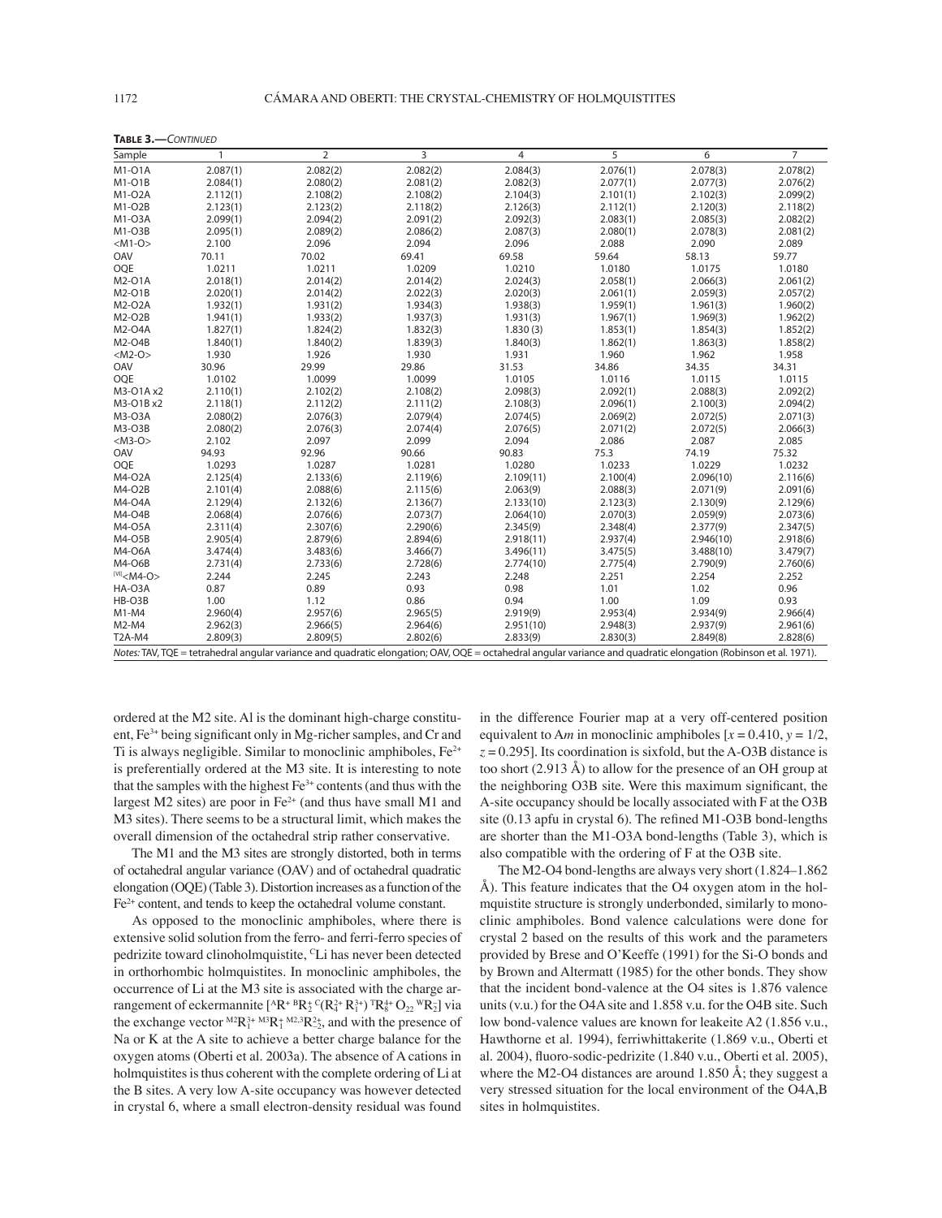**TABLE 3.**—CONTINUED

| Sample | 1 | 2 | 3 | 4 | 5 | 6 | 7 |
|---|---|---|---|---|---|---|---|
| M1-O1A | 2.087(1) | 2.082(2) | 2.082(2) | 2.084(3) | 2.076(1) | 2.078(3) | 2.078(2) |
| M1-O1B | 2.084(1) | 2.080(2) | 2.081(2) | 2.082(3) | 2.077(1) | 2.077(3) | 2.076(2) |
| M1-O2A | 2.112(1) | 2.108(2) | 2.108(2) | 2.104(3) | 2.101(1) | 2.102(3) | 2.099(2) |
| M1-O2B | 2.123(1) | 2.123(2) | 2.118(2) | 2.126(3) | 2.112(1) | 2.120(3) | 2.118(2) |
| M1-O3A | 2.099(1) | 2.094(2) | 2.091(2) | 2.092(3) | 2.083(1) | 2.085(3) | 2.082(2) |
| M1-O3B | 2.095(1) | 2.089(2) | 2.086(2) | 2.087(3) | 2.080(1) | 2.078(3) | 2.081(2) |
| <M1-O> | 2.100 | 2.096 | 2.094 | 2.096 | 2.088 | 2.090 | 2.089 |
| OAV | 70.11 | 70.02 | 69.41 | 69.58 | 59.64 | 58.13 | 59.77 |
| OQE | 1.0211 | 1.0211 | 1.0209 | 1.0210 | 1.0180 | 1.0175 | 1.0180 |
| M2-O1A | 2.018(1) | 2.014(2) | 2.014(2) | 2.024(3) | 2.058(1) | 2.066(3) | 2.061(2) |
| M2-O1B | 2.020(1) | 2.014(2) | 2.022(3) | 2.020(3) | 2.061(1) | 2.059(3) | 2.057(2) |
| M2-O2A | 1.932(1) | 1.931(2) | 1.934(3) | 1.938(3) | 1.959(1) | 1.961(3) | 1.960(2) |
| M2-O2B | 1.941(1) | 1.933(2) | 1.937(3) | 1.931(3) | 1.967(1) | 1.969(3) | 1.962(2) |
| M2-O4A | 1.827(1) | 1.824(2) | 1.832(3) | 1.830 (3) | 1.853(1) | 1.854(3) | 1.852(2) |
| M2-O4B | 1.840(1) | 1.840(2) | 1.839(3) | 1.840(3) | 1.862(1) | 1.863(3) | 1.858(2) |
| <M2-O> | 1.930 | 1.926 | 1.930 | 1.931 | 1.960 | 1.962 | 1.958 |
| OAV | 30.96 | 29.99 | 29.86 | 31.53 | 34.86 | 34.35 | 34.31 |
| OQE | 1.0102 | 1.0099 | 1.0099 | 1.0105 | 1.0116 | 1.0115 | 1.0115 |
| M3-O1A x2 | 2.110(1) | 2.102(2) | 2.108(2) | 2.098(3) | 2.092(1) | 2.088(3) | 2.092(2) |
| M3-O1B x2 | 2.118(1) | 2.112(2) | 2.111(2) | 2.108(3) | 2.096(1) | 2.100(3) | 2.094(2) |
| M3-O3A | 2.080(2) | 2.076(3) | 2.079(4) | 2.074(5) | 2.069(2) | 2.072(5) | 2.071(3) |
| M3-O3B | 2.080(2) | 2.076(3) | 2.074(4) | 2.076(5) | 2.071(2) | 2.072(5) | 2.066(3) |
| <M3-O> | 2.102 | 2.097 | 2.099 | 2.094 | 2.086 | 2.087 | 2.085 |
| OAV | 94.93 | 92.96 | 90.66 | 90.83 | 75.3 | 74.19 | 75.32 |
| OQE | 1.0293 | 1.0287 | 1.0281 | 1.0280 | 1.0233 | 1.0229 | 1.0232 |
| M4-O2A | 2.125(4) | 2.133(6) | 2.119(6) | 2.109(11) | 2.100(4) | 2.096(10) | 2.116(6) |
| M4-O2B | 2.101(4) | 2.088(6) | 2.115(6) | 2.063(9) | 2.088(3) | 2.071(9) | 2.091(6) |
| M4-O4A | 2.129(4) | 2.132(6) | 2.136(7) | 2.133(10) | 2.123(3) | 2.130(9) | 2.129(6) |
| M4-O4B | 2.068(4) | 2.076(6) | 2.073(7) | 2.064(10) | 2.070(3) | 2.059(9) | 2.073(6) |
| M4-O5A | 2.311(4) | 2.307(6) | 2.290(6) | 2.345(9) | 2.348(4) | 2.377(9) | 2.347(5) |
| M4-O5B | 2.905(4) | 2.879(6) | 2.894(6) | 2.918(11) | 2.937(4) | 2.946(10) | 2.918(6) |
| M4-O6A | 3.474(4) | 3.483(6) | 3.466(7) | 3.496(11) | 3.475(5) | 3.488(10) | 3.479(7) |
| M4-O6B | 2.731(4) | 2.733(6) | 2.728(6) | 2.774(10) | 2.775(4) | 2.790(9) | 2.760(6) |
| [VI]<M4-O> | 2.244 | 2.245 | 2.243 | 2.248 | 2.251 | 2.254 | 2.252 |
| HA-O3A | 0.87 | 0.89 | 0.93 | 0.98 | 1.01 | 1.02 | 0.96 |
| HB-O3B | 1.00 | 1.12 | 0.86 | 0.94 | 1.00 | 1.09 | 0.93 |
| M1-M4 | 2.960(4) | 2.957(6) | 2.965(5) | 2.919(9) | 2.953(4) | 2.934(9) | 2.966(4) |
| M2-M4 | 2.962(3) | 2.966(5) | 2.964(6) | 2.951(10) | 2.948(3) | 2.937(9) | 2.961(6) |
| T2A-M4 | 2.809(3) | 2.809(5) | 2.802(6) | 2.833(9) | 2.830(3) | 2.849(8) | 2.828(6) |

*Notes:* TAV, TQE = tetrahedral angular variance and quadratic elongation; OAV, OQE = octahedral angular variance and quadratic elongation (Robinson et al. 1971).

ordered at the M2 site. Al is the dominant high-charge constituent, $Fe^{3+}$ being significant only in Mg-richer samples, and Cr and Ti is always negligible. Similar to monoclinic amphiboles, $Fe^{2+}$ is preferentially ordered at the M3 site. It is interesting to note that the samples with the highest $Fe^{3+}$ contents (and thus with the largest M2 sites) are poor in $Fe^{2+}$ (and thus have small M1 and M3 sites). There seems to be a structural limit, which makes the overall dimension of the octahedral strip rather conservative.

The M1 and the M3 sites are strongly distorted, both in terms of octahedral angular variance (OAV) and of octahedral quadratic elongation (OQE) (Table 3). Distortion increases as a function of the $Fe^{2+}$ content, and tends to keep the octahedral volume constant.

As opposed to the monoclinic amphiboles, where there is extensive solid solution from the ferro- and ferri-ferro species of pedrizite toward clinoholmquistite, $^{C}Li$ has never been detected in orthorhombic holmquistites. In monoclinic amphiboles, the occurrence of Li at the M3 site is associated with the charge arrangement of eckermannite $[^{A}R^{+}\,^{B}R^{+}_{2}\,^{C}(R^{2+}_{4}\,R^{3+}_{1})\,^{T}R^{4+}_{8}\,O_{22}\,^{W}R^{-}_{2}]$ via the exchange vector $^{M2}R^{3+}_{1}\,^{M3}R^{+}_{1}\,^{M2,3}R^{2+}_{-2}$, and with the presence of Na or K at the A site to achieve a better charge balance for the oxygen atoms (Oberti et al. 2003a). The absence of A cations in holmquistites is thus coherent with the complete ordering of Li at the B sites. A very low A-site occupancy was however detected in crystal 6, where a small electron-density residual was found in the difference Fourier map at a very off-centered position equivalent to A*m* in monoclinic amphiboles [$x = 0.410$, $y = 1/2$, $z = 0.295$]. Its coordination is sixfold, but the A-O3B distance is too short (2.913 Å) to allow for the presence of an OH group at the neighboring O3B site. Were this maximum significant, the A-site occupancy should be locally associated with F at the O3B site (0.13 apfu in crystal 6). The refined M1-O3B bond-lengths are shorter than the M1-O3A bond-lengths (Table 3), which is also compatible with the ordering of F at the O3B site.

The M2-O4 bond-lengths are always very short (1.824–1.862 Å). This feature indicates that the O4 oxygen atom in the holmquistite structure is strongly underbonded, similarly to monoclinic amphiboles. Bond valence calculations were done for crystal 2 based on the results of this work and the parameters provided by Brese and O'Keeffe (1991) for the Si-O bonds and by Brown and Altermatt (1985) for the other bonds. They show that the incident bond-valence at the O4 sites is 1.876 valence units (v.u.) for the O4A site and 1.858 v.u. for the O4B site. Such low bond-valence values are known for leakeite A2 (1.856 v.u., Hawthorne et al. 1994), ferriwhittakerite (1.869 v.u., Oberti et al. 2004), fluoro-sodic-pedrizite (1.840 v.u., Oberti et al. 2005), where the M2-O4 distances are around 1.850 Å; they suggest a very stressed situation for the local environment of the O4A,B sites in holmquistites.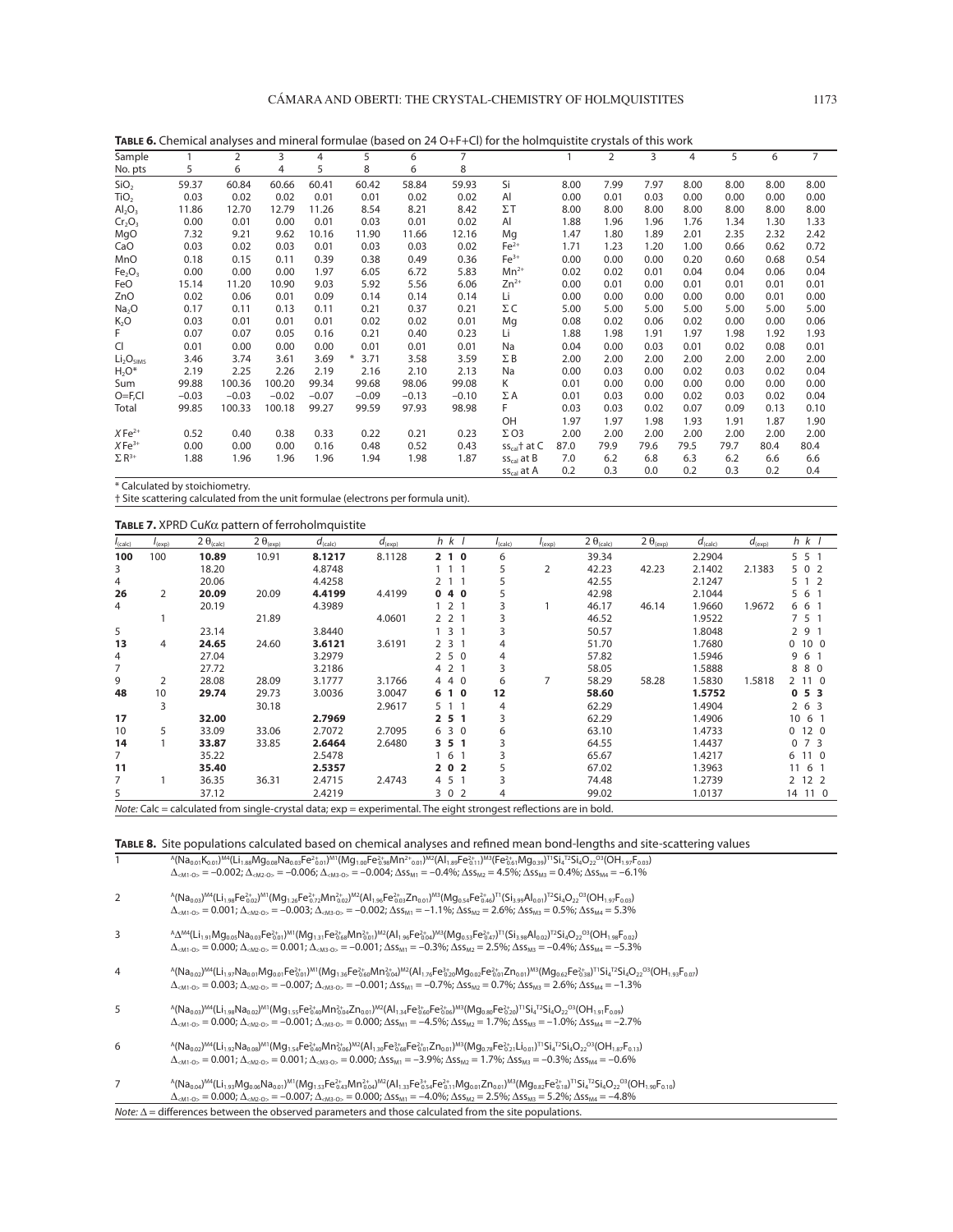**TABLE 6.** Chemical analyses and mineral formulae (based on 24 O+F+Cl) for the holmquistite crystals of this work

| Sample | 1 | 2 | 3 | 4 | 5 | 6 | 7 | | 1 | 2 | 3 | 4 | 5 | 6 | 7 |
|---|---|---|---|---|---|---|---|---|---|---|---|---|---|---|---|
| No. pts | 5 | 6 | 4 | 5 | 8 | 6 | 8 | | | | | | | | |
| $SiO_2$ | 59.37 | 60.84 | 60.66 | 60.41 | 60.42 | 58.84 | 59.93 | Si | 8.00 | 7.99 | 7.97 | 8.00 | 8.00 | 8.00 | 8.00 |
| $TiO_2$ | 0.03 | 0.02 | 0.02 | 0.01 | 0.01 | 0.02 | 0.02 | Al | 0.00 | 0.01 | 0.03 | 0.00 | 0.00 | 0.00 | 0.00 |
| $Al_2O_3$ | 11.86 | 12.70 | 12.79 | 11.26 | 8.54 | 8.21 | 8.42 | Σ T | 8.00 | 8.00 | 8.00 | 8.00 | 8.00 | 8.00 | 8.00 |
| $Cr_2O_3$ | 0.00 | 0.01 | 0.00 | 0.01 | 0.03 | 0.01 | 0.02 | Al | 1.88 | 1.96 | 1.96 | 1.76 | 1.34 | 1.30 | 1.33 |
| MgO | 7.32 | 9.21 | 9.62 | 10.16 | 11.90 | 11.66 | 12.16 | Mg | 1.47 | 1.80 | 1.89 | 2.01 | 2.35 | 2.32 | 2.42 |
| CaO | 0.03 | 0.02 | 0.03 | 0.01 | 0.03 | 0.03 | 0.02 | $Fe^{2+}$ | 1.71 | 1.23 | 1.20 | 1.00 | 0.66 | 0.62 | 0.72 |
| MnO | 0.18 | 0.15 | 0.11 | 0.39 | 0.38 | 0.49 | 0.36 | $Fe^{3+}$ | 0.00 | 0.00 | 0.00 | 0.20 | 0.60 | 0.68 | 0.54 |
| $Fe_2O_3$ | 0.00 | 0.00 | 0.00 | 1.97 | 6.05 | 6.72 | 5.83 | $Mn^{2+}$ | 0.02 | 0.02 | 0.01 | 0.04 | 0.04 | 0.06 | 0.04 |
| FeO | 15.14 | 11.20 | 10.90 | 9.03 | 5.92 | 5.56 | 6.06 | $Zn^{2+}$ | 0.00 | 0.01 | 0.00 | 0.01 | 0.01 | 0.01 | 0.01 |
| ZnO | 0.02 | 0.06 | 0.01 | 0.09 | 0.14 | 0.14 | 0.14 | Li | 0.00 | 0.00 | 0.00 | 0.00 | 0.00 | 0.01 | 0.00 |
| $Na_2O$ | 0.17 | 0.11 | 0.13 | 0.11 | 0.21 | 0.37 | 0.21 | Σ C | 5.00 | 5.00 | 5.00 | 5.00 | 5.00 | 5.00 | 5.00 |
| $K_2O$ | 0.03 | 0.01 | 0.01 | 0.01 | 0.02 | 0.02 | 0.01 | Mg | 0.08 | 0.02 | 0.06 | 0.02 | 0.00 | 0.00 | 0.06 |
| F | 0.07 | 0.07 | 0.05 | 0.16 | 0.21 | 0.40 | 0.23 | Li | 1.88 | 1.98 | 1.91 | 1.97 | 1.98 | 1.92 | 1.93 |
| Cl | 0.01 | 0.00 | 0.00 | 0.00 | 0.01 | 0.01 | 0.01 | Na | 0.04 | 0.00 | 0.03 | 0.01 | 0.02 | 0.08 | 0.01 |
| $Li_2O_{SIMS}$ | 3.46 | 3.74 | 3.61 | 3.69 | * 3.71 | 3.58 | 3.59 | Σ B | 2.00 | 2.00 | 2.00 | 2.00 | 2.00 | 2.00 | 2.00 |
| $H_2O$* | 2.19 | 2.25 | 2.26 | 2.19 | 2.16 | 2.10 | 2.13 | Na | 0.00 | 0.03 | 0.00 | 0.02 | 0.03 | 0.02 | 0.04 |
| Sum | 99.88 | 100.36 | 100.20 | 99.34 | 99.68 | 98.06 | 99.08 | K | 0.01 | 0.00 | 0.00 | 0.00 | 0.00 | 0.00 | 0.00 |
| O=F,Cl | −0.03 | −0.03 | −0.02 | −0.07 | −0.09 | −0.13 | −0.10 | Σ A | 0.01 | 0.03 | 0.00 | 0.02 | 0.03 | 0.02 | 0.04 |
| Total | 99.85 | 100.33 | 100.18 | 99.27 | 99.59 | 97.93 | 98.98 | F | 0.03 | 0.03 | 0.02 | 0.07 | 0.09 | 0.13 | 0.10 |
| | | | | | | | | OH | 1.97 | 1.97 | 1.98 | 1.93 | 1.91 | 1.87 | 1.90 |
| $X Fe^{2+}$ | 0.52 | 0.40 | 0.38 | 0.33 | 0.22 | 0.21 | 0.23 | Σ O3 | 2.00 | 2.00 | 2.00 | 2.00 | 2.00 | 2.00 | 2.00 |
| $X Fe^{3+}$ | 0.00 | 0.00 | 0.00 | 0.16 | 0.48 | 0.52 | 0.43 | $ss_{cal}$† at C | 87.0 | 79.9 | 79.6 | 79.5 | 79.7 | 80.4 | 80.4 |
| $Σ R^{3+}$ | 1.88 | 1.96 | 1.96 | 1.96 | 1.94 | 1.98 | 1.87 | $ss_{cal}$ at B | 7.0 | 6.2 | 6.8 | 6.3 | 6.2 | 6.6 | 6.6 |
| | | | | | | | | $ss_{cal}$ at A | 0.2 | 0.3 | 0.0 | 0.2 | 0.3 | 0.2 | 0.4 |

\* Calculated by stoichiometry.
† Site scattering calculated from the unit formulae (electrons per formula unit).

**TABLE 7.** XPRD CuKα pattern of ferroholmquistite

| $I_{(calc)}$ | $I_{(exp)}$ | $2θ_{(calc)}$ | $2θ_{(exp)}$ | $d_{(calc)}$ | $d_{(exp)}$ | h k l | $I_{(calc)}$ | $I_{(exp)}$ | $2θ_{(calc)}$ | $2θ_{(exp)}$ | $d_{(calc)}$ | $d_{(exp)}$ | h k l |
|---|---|---|---|---|---|---|---|---|---|---|---|---|---|
| **100** | 100 | **10.89** | 10.91 | **8.1217** | 8.1128 | **2 1 0** | 6 | | 39.34 | | 2.2904 | | 5 5 1 |
| 3 | | 18.20 | | 4.8748 | | 1 1 1 | 5 | 2 | 42.23 | 42.23 | 2.1402 | 2.1383 | 5 0 2 |
| 4 | | 20.06 | | 4.4258 | | 2 1 1 | 5 | | 42.55 | | 2.1247 | | 5 1 2 |
| **26** | 2 | **20.09** | 20.09 | **4.4199** | 4.4199 | **0 4 0** | 5 | | 42.98 | | 2.1044 | | 5 6 1 |
| 4 | | 20.19 | | 4.3989 | | 1 2 1 | 3 | 1 | 46.17 | 46.14 | 1.9660 | 1.9672 | 6 6 1 |
| | 1 | | 21.89 | | 4.0601 | 2 2 1 | 3 | | 46.52 | | 1.9522 | | 7 5 1 |
| 5 | | 23.14 | | 3.8440 | | 1 3 1 | 3 | | 50.57 | | 1.8048 | | 2 9 1 |
| **13** | 4 | **24.65** | 24.60 | **3.6121** | 3.6191 | 2 3 1 | 4 | | 51.70 | | 1.7680 | | 0 10 0 |
| 4 | | 27.04 | | 3.2979 | | 2 5 0 | 4 | | 57.82 | | 1.5946 | | 9 6 1 |
| 7 | | 27.72 | | 3.2186 | | 4 2 1 | 3 | | 58.05 | | 1.5888 | | 8 8 0 |
| 9 | 2 | 28.08 | 28.09 | 3.1777 | 3.1766 | 4 4 0 | 6 | 7 | 58.29 | 58.28 | 1.5830 | 1.5818 | 2 11 0 |
| **48** | 10 | **29.74** | 29.73 | **3.0036** | 3.0047 | **6 1 0** | **12** | | **58.60** | | **1.5752** | | **0 5 3** |
| | 3 | | 30.18 | | 2.9617 | 5 1 1 | 4 | | 62.29 | | 1.4904 | | 2 6 3 |
| **17** | | **32.00** | | **2.7969** | | **2 5 1** | 3 | | 62.29 | | 1.4906 | | 10 6 1 |
| 10 | 5 | 33.09 | 33.06 | 2.7072 | 2.7095 | 6 3 0 | 6 | | 63.10 | | 1.4733 | | 0 12 0 |
| **14** | 1 | **33.87** | 33.85 | **2.6464** | 2.6480 | **3 5 1** | 3 | | 64.55 | | 1.4437 | | 0 7 3 |
| 7 | | 35.22 | | 2.5478 | | 1 6 1 | 3 | | 65.67 | | 1.4217 | | 6 11 0 |
| **11** | | **35.40** | | **2.5357** | | **2 0 2** | 5 | | 67.02 | | 1.3963 | | 11 6 1 |
| 7 | 1 | 36.35 | 36.31 | 2.4715 | 2.4743 | 4 5 1 | 3 | | 74.48 | | 1.2739 | | 2 12 2 |
| 5 | | 37.12 | | 2.4219 | | 3 0 2 | 4 | | 99.02 | | 1.0137 | | 14 11 0 |

*Note:* Calc = calculated from single-crystal data; exp = experimental. The eight strongest reflections are in bold.

**TABLE 8.** Site populations calculated based on chemical analyses and refined mean bond-lengths and site-scattering values

| | |
|---|---|
| 1 | $^{A}(Na_{0.01}K_{0.01})^{M4}(Li_{1.88}Mg_{0.08}Na_{0.03}Fe^{2+}_{0.01})^{M1}(Mg_{1.00}Fe^{2+}_{0.98}Mn^{2+}_{0.01})^{M2}(Al_{1.89}Fe^{2+}_{0.11})^{M3}(Fe^{2+}_{0.61}Mg_{0.39})^{T1}Si_4{}^{T2}Si_4O_{22}{}^{O3}(OH_{1.97}F_{0.03})$<br>$Δ_{<M1-O>} = −0.002$; $Δ_{<M2-O>} = −0.006$; $Δ_{<M3-O>} = −0.004$; $Δss_{M1} = −0.4\%$; $Δss_{M2} = 4.5\%$; $Δss_{M3} = 0.4\%$; $Δss_{M4} = −6.1\%$ |
| 2 | $^{A}(Na_{0.03})^{M4}(Li_{1.98}Fe^{2+}_{0.02})^{M1}(Mg_{1.26}Fe^{2+}_{0.72}Mn^{2+}_{0.02})^{M2}(Al_{1.96}Fe^{2+}_{0.03}Zn_{0.01})^{M3}(Mg_{0.54}Fe^{2+}_{0.46})^{T1}(Si_{3.99}Al_{0.01})^{T2}Si_4O_{22}{}^{O3}(OH_{1.97}F_{0.03})$<br>$Δ_{<M1-O>} = 0.001$; $Δ_{<M2-O>} = −0.003$; $Δ_{<M3-O>} = −0.002$; $Δss_{M1} = −1.1\%$; $Δss_{M2} = 2.6\%$; $Δss_{M3} = 0.5\%$; $Δss_{M4} = 5.3\%$ |
| 3 | $^{A}□^{M4}(Li_{1.91}Mg_{0.05}Na_{0.03}Fe^{2+}_{0.01})^{M1}(Mg_{1.31}Fe^{2+}_{0.68}Mn^{2+}_{0.01})^{M2}(Al_{1.96}Fe^{2+}_{0.04})^{M3}(Mg_{0.53}Fe^{2+}_{0.47})^{T1}(Si_{3.98}Al_{0.02})^{T2}Si_4O_{22}{}^{O3}(OH_{1.98}F_{0.02})$<br>$Δ_{<M1-O>} = 0.000$; $Δ_{<M2-O>} = 0.001$; $Δ_{<M3-O>} = −0.001$; $Δss_{M1} = −0.3\%$; $Δss_{M2} = 2.5\%$; $Δss_{M3} = −0.4\%$; $Δss_{M4} = −5.3\%$ |
| 4 | $^{A}(Na_{0.02})^{M4}(Li_{1.97}Na_{0.01}Mg_{0.01}Fe^{2+}_{0.01})^{M1}(Mg_{1.36}Fe^{2+}_{0.60}Mn^{2+}_{0.04})^{M2}(Al_{1.76}Fe^{3+}_{0.20}Mg_{0.02}Fe^{2+}_{0.01}Zn_{0.01})^{M3}(Mg_{0.62}Fe^{2+}_{0.38})^{T1}Si_4{}^{T2}Si_4O_{22}{}^{O3}(OH_{1.93}F_{0.07})$<br>$Δ_{<M1-O>} = 0.003$; $Δ_{<M2-O>} = −0.007$; $Δ_{<M3-O>} = −0.001$; $Δss_{M1} = −0.7\%$; $Δss_{M2} = 0.7\%$; $Δss_{M3} = 2.6\%$; $Δss_{M4} = −1.3\%$ |
| 5 | $^{A}(Na_{0.03})^{M4}(Li_{1.98}Na_{0.02})^{M1}(Mg_{1.55}Fe^{2+}_{0.40}Mn^{2+}_{0.04}Zn_{0.01})^{M2}(Al_{1.34}Fe^{3+}_{0.60}Fe^{2+}_{0.06})^{M3}(Mg_{0.80}Fe^{2+}_{0.20})^{T1}Si_4{}^{T2}Si_4O_{22}{}^{O3}(OH_{1.91}F_{0.09})$<br>$Δ_{<M1-O>} = 0.000$; $Δ_{<M2-O>} = −0.001$; $Δ_{<M3-O>} = 0.000$; $Δss_{M1} = −4.5\%$; $Δss_{M2} = 1.7\%$; $Δss_{M3} = −1.0\%$; $Δss_{M4} = −2.7\%$ |
| 6 | $^{A}(Na_{0.02})^{M4}(Li_{1.92}Na_{0.08})^{M1}(Mg_{1.54}Fe^{2+}_{0.40}Mn^{2+}_{0.06})^{M2}(Al_{1.30}Fe^{3+}_{0.68}Fe^{2+}_{0.01}Zn_{0.01})^{M3}(Mg_{0.78}Fe^{2+}_{0.21}Li_{0.01})^{T1}Si_4{}^{T2}Si_4O_{22}{}^{O3}(OH_{1.87}F_{0.13})$<br>$Δ_{<M1-O>} = 0.001$; $Δ_{<M2-O>} = 0.001$; $Δ_{<M3-O>} = 0.000$; $Δss_{M1} = −3.9\%$; $Δss_{M2} = 1.7\%$; $Δss_{M3} = −0.3\%$; $Δss_{M4} = −0.6\%$ |
| 7 | $^{A}(Na_{0.04})^{M4}(Li_{1.93}Mg_{0.06}Na_{0.01})^{M1}(Mg_{1.53}Fe^{2+}_{0.43}Mn^{2+}_{0.04})^{M2}(Al_{1.33}Fe^{3+}_{0.54}Fe^{2+}_{0.11}Mg_{0.01}Zn_{0.01})^{M3}(Mg_{0.82}Fe^{2+}_{0.18})^{T1}Si_4{}^{T2}Si_4O_{22}{}^{O3}(OH_{1.90}F_{0.10})$<br>$Δ_{<M1-O>} = 0.000$; $Δ_{<M2-O>} = −0.007$; $Δ_{<M3-O>} = 0.000$; $Δss_{M1} = −4.0\%$; $Δss_{M2} = 2.5\%$; $Δss_{M3} = 5.2\%$; $Δss_{M4} = −4.8\%$ |

*Note:* Δ = differences between the observed parameters and those calculated from the site populations.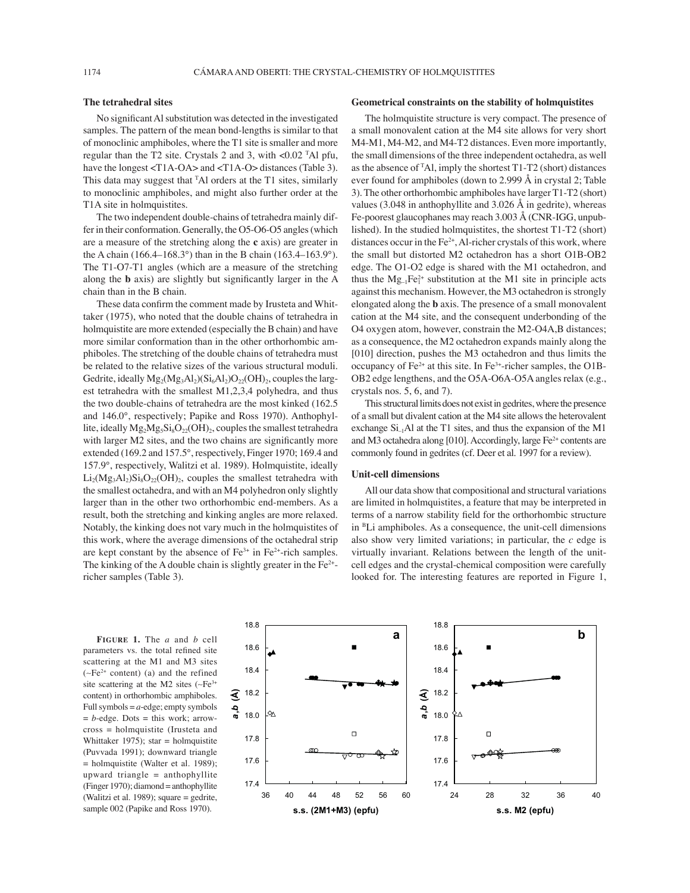### The tetrahedral sites

No significant Al substitution was detected in the investigated samples. The pattern of the mean bond-lengths is similar to that of monoclinic amphiboles, where the T1 site is smaller and more regular than the T2 site. Crystals 2 and 3, with <0.02 $^{T}Al$ pfu, have the longest <T1A-OA> and <T1A-O> distances (Table 3). This data may suggest that $^{T}Al$ orders at the T1 sites, similarly to monoclinic amphiboles, and might also further order at the T1A site in holmquistites.

The two independent double-chains of tetrahedra mainly differ in their conformation. Generally, the O5-O6-O5 angles (which are a measure of the stretching along the **c** axis) are greater in the A chain (166.4–168.3°) than in the B chain (163.4–163.9°). The T1-O7-T1 angles (which are a measure of the stretching along the **b** axis) are slightly but significantly larger in the A chain than in the B chain.

These data confirm the comment made by Irusteta and Whittaker (1975), who noted that the double chains of tetrahedra in holmquistite are more extended (especially the B chain) and have more similar conformation than in the other orthorhombic amphiboles. The stretching of the double chains of tetrahedra must be related to the relative sizes of the various structural moduli. Gedrite, ideally $Mg_2(Mg_3Al_2)(Si_6Al_2)O_{22}(OH)_2$, couples the largest tetrahedra with the smallest M1,2,3,4 polyhedra, and thus the two double-chains of tetrahedra are the most kinked (162.5 and 146.0°, respectively; Papike and Ross 1970). Anthophyllite, ideally $Mg_2Mg_5Si_8O_{22}(OH)_2$, couples the smallest tetrahedra with larger M2 sites, and the two chains are significantly more extended (169.2 and 157.5°, respectively, Finger 1970; 169.4 and 157.9°, respectively, Walitzi et al. 1989). Holmquistite, ideally $Li_2(Mg_3Al_2)Si_8O_{22}(OH)_2$, couples the smallest tetrahedra with the smallest octahedra, and with an M4 polyhedron only slightly larger than in the other two orthorhombic end-members. As a result, both the stretching and kinking angles are more relaxed. Notably, the kinking does not vary much in the holmquistites of this work, where the average dimensions of the octahedral strip are kept constant by the absence of $Fe^{3+}$ in $Fe^{2+}$-rich samples. The kinking of the A double chain is slightly greater in the $Fe^{2+}$-richer samples (Table 3).

### Geometrical constraints on the stability of holmquistites

The holmquistite structure is very compact. The presence of a small monovalent cation at the M4 site allows for very short M4-M1, M4-M2, and M4-T2 distances. Even more importantly, the small dimensions of the three independent octahedra, as well as the absence of $^{T}Al$, imply the shortest T1-T2 (short) distances ever found for amphiboles (down to 2.999 Å in crystal 2; Table 3). The other orthorhombic amphiboles have larger T1-T2 (short) values (3.048 in anthophyllite and 3.026 Å in gedrite), whereas $Fe$-poorest glaucophanes may reach 3.003 Å (CNR-IGG, unpublished). In the studied holmquistites, the shortest T1-T2 (short) distances occur in the $Fe^{2+}$, Al-richer crystals of this work, where the small but distorted M2 octahedron has a short O1B-OB2 edge. The O1-O2 edge is shared with the M1 octahedron, and thus the $Mg_{-1}Fe^{2+}_{1}$ substitution at the M1 site in principle acts against this mechanism. However, the M3 octahedron is strongly elongated along the **b** axis. The presence of a small monovalent cation at the M4 site, and the consequent underbonding of the O4 oxygen atom, however, constrain the M2-O4A,B distances; as a consequence, the M2 octahedron expands mainly along the [010] direction, pushes the M3 octahedron and thus limits the occupancy of $Fe^{2+}$ at this site. In $Fe^{3+}$-richer samples, the O1B-OB2 edge lengthens, and the O5A-O6A-O5A angles relax (e.g., crystals nos. 5, 6, and 7).

This structural limits does not exist in gedrites, where the presence of a small but divalent cation at the M4 site allows the heterovalent exchange $Si_{-1}Al$ at the T1 sites, and thus the expansion of the M1 and M3 octahedra along [010]. Accordingly, large $Fe^{2+}$ contents are commonly found in gedrites (cf. Deer et al. 1997 for a review).

### Unit-cell dimensions

All our data show that compositional and structural variations are limited in holmquistites, a feature that may be interpreted in terms of a narrow stability field for the orthorhombic structure in $^{B}Li$ amphiboles. As a consequence, the unit-cell dimensions also show very limited variations; in particular, the *c* edge is virtually invariant. Relations between the length of the unit-cell edges and the crystal-chemical composition were carefully looked for. The interesting features are reported in Figure 1,

**FIGURE 1.** The *a* and *b* cell parameters vs. the total refined site scattering at the M1 and M3 sites (~$Fe^{2+}$ content) (a) and the refined site scattering at the M2 sites (~$Fe^{3+}$ content) in orthorhombic amphiboles. Full symbols = *a*-edge; empty symbols = *b*-edge. Dots = this work; arrow-cross = holmquistite (Irusteta and Whittaker 1975); star = holmquistite (Puvvada 1991); downward triangle = holmquistite (Walter et al. 1989); upward triangle = anthophyllite (Finger 1970); diamond = anthophyllite (Walitzi et al. 1989); square = gedrite, sample 002 (Papike and Ross 1970).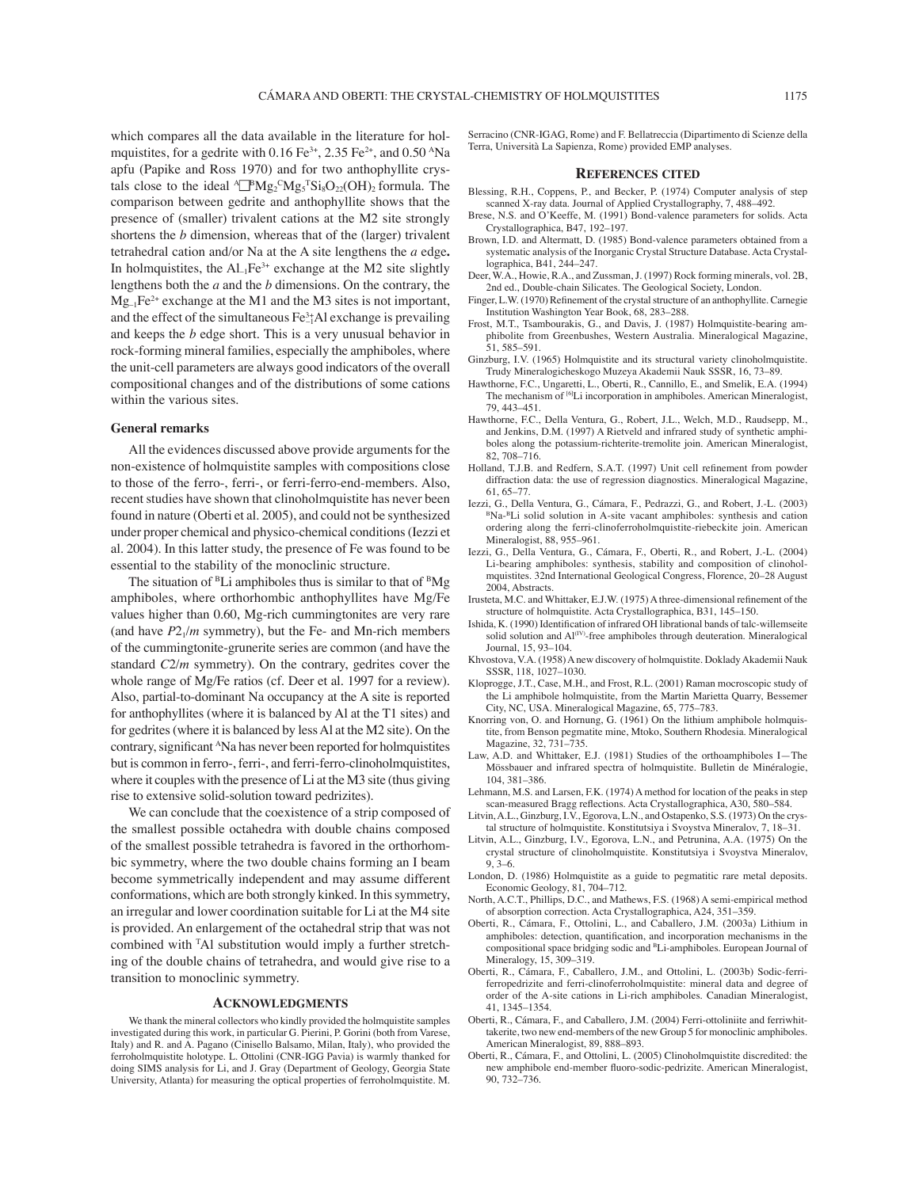which compares all the data available in the literature for holmquistites, for a gedrite with 0.16 $Fe^{3+}$, 2.35 $Fe^{2+}$, and 0.50 $^{A}Na$ apfu (Papike and Ross 1970) and for two anthophyllite crystals close to the ideal $^{A}\square^{B}Mg_2{}^{C}Mg_5{}^{T}Si_8O_{22}(OH)_2$ formula. The comparison between gedrite and anthophyllite shows that the presence of (smaller) trivalent cations at the M2 site strongly shortens the *b* dimension, whereas that of the (larger) trivalent tetrahedral cation and/or Na at the A site lengthens the *a* edge**.** In holmquistites, the $Al_{-1}Fe^{3+}$ exchange at the M2 site slightly lengthens both the *a* and the *b* dimensions. On the contrary, the $Mg_{-1}Fe^{2+}$ exchange at the M1 and the M3 sites is not important, and the effect of the simultaneous $Fe^{3+}_{-1}Al$ exchange is prevailing and keeps the *b* edge short. This is a very unusual behavior in rock-forming mineral families, especially the amphiboles, where the unit-cell parameters are always good indicators of the overall compositional changes and of the distributions of some cations within the various sites.

### General remarks

All the evidences discussed above provide arguments for the non-existence of holmquistite samples with compositions close to those of the ferro-, ferri-, or ferri-ferro-end-members. Also, recent studies have shown that clinoholmquistite has never been found in nature (Oberti et al. 2005), and could not be synthesized under proper chemical and physico-chemical conditions (Iezzi et al. 2004). In this latter study, the presence of Fe was found to be essential to the stability of the monoclinic structure.

The situation of $^{B}Li$ amphiboles thus is similar to that of $^{B}Mg$ amphiboles, where orthorhombic anthophyllites have Mg/Fe values higher than 0.60, Mg-rich cummingtonites are very rare (and have $P2_1/m$ symmetry), but the Fe- and Mn-rich members of the cummingtonite-grunerite series are common (and have the standard $C2/m$ symmetry). On the contrary, gedrites cover the whole range of Mg/Fe ratios (cf. Deer et al. 1997 for a review). Also, partial-to-dominant Na occupancy at the A site is reported for anthophyllites (where it is balanced by Al at the T1 sites) and for gedrites (where it is balanced by less Al at the M2 site). On the contrary, significant $^{A}Na$ has never been reported for holmquistites but is common in ferro-, ferri-, and ferri-ferro-clinoholmquistites, where it couples with the presence of Li at the M3 site (thus giving rise to extensive solid-solution toward pedrizites).

We can conclude that the coexistence of a strip composed of the smallest possible octahedra with double chains composed of the smallest possible tetrahedra is favored in the orthorhombic symmetry, where the two double chains forming an I beam become symmetrically independent and may assume different conformations, which are both strongly kinked. In this symmetry, an irregular and lower coordination suitable for Li at the M4 site is provided. An enlargement of the octahedral strip that was not combined with $^{T}Al$ substitution would imply a further stretching of the double chains of tetrahedra, and would give rise to a transition to monoclinic symmetry.

## Acknowledgments

We thank the mineral collectors who kindly provided the holmquistite samples investigated during this work, in particular G. Pierini, P. Gorini (both from Varese, Italy) and R. and A. Pagano (Cinisello Balsamo, Milan, Italy), who provided the ferroholmquistite holotype. L. Ottolini (CNR-IGG Pavia) is warmly thanked for doing SIMS analysis for Li, and J. Gray (Department of Geology, Georgia State University, Atlanta) for measuring the optical properties of ferroholmquistite. M. Serracino (CNR-IGAG, Rome) and F. Bellatreccia (Dipartimento di Scienze della Terra, Università La Sapienza, Rome) provided EMP analyses.

## References cited

Blessing, R.H., Coppens, P., and Becker, P. (1974) Computer analysis of step scanned X-ray data. Journal of Applied Crystallography, 7, 488–492.

Brese, N.S. and O'Keeffe, M. (1991) Bond-valence parameters for solids. Acta Crystallographica, B47, 192–197.

Brown, I.D. and Altermatt, D. (1985) Bond-valence parameters obtained from a systematic analysis of the Inorganic Crystal Structure Database. Acta Crystallographica, B41, 244–247.

Deer, W.A., Howie, R.A., and Zussman, J. (1997) Rock forming minerals, vol. 2B, 2nd ed., Double-chain Silicates. The Geological Society, London.

Finger, L.W. (1970) Refinement of the crystal structure of an anthophyllite. Carnegie Institution Washington Year Book, 68, 283–288.

Frost, M.T., Tsambourakis, G., and Davis, J. (1987) Holmquistite-bearing amphibolite from Greenbushes, Western Australia. Mineralogical Magazine, 51, 585–591.

Ginzburg, I.V. (1965) Holmquistite and its structural variety clinoholmquistite. Trudy Mineralogicheskogo Muzeya Akademii Nauk SSSR, 16, 73–89.

Hawthorne, F.C., Ungaretti, L., Oberti, R., Cannillo, E., and Smelik, E.A. (1994) The mechanism of $^{[6]}Li$ incorporation in amphiboles. American Mineralogist, 79, 443–451.

Hawthorne, F.C., Della Ventura, G., Robert, J.L., Welch, M.D., Raudsepp, M., and Jenkins, D.M. (1997) A Rietveld and infrared study of synthetic amphiboles along the potassium-richterite-tremolite join. American Mineralogist, 82, 708–716.

Holland, T.J.B. and Redfern, S.A.T. (1997) Unit cell refinement from powder diffraction data: the use of regression diagnostics. Mineralogical Magazine, 61, 65–77.

Iezzi, G., Della Ventura, G., Cámara, F., Pedrazzi, G., and Robert, J.-L. (2003) $^{B}Na$-$^{B}Li$ solid solution in A-site vacant amphiboles: synthesis and cation ordering along the ferri-clinoferroholmquistite-riebeckite join. American Mineralogist, 88, 955–961.

Iezzi, G., Della Ventura, G., Cámara, F., Oberti, R., and Robert, J.-L. (2004) Li-bearing amphiboles: synthesis, stability and composition of clinoholmquistites. 32nd International Geological Congress, Florence, 20–28 August 2004, Abstracts.

Irusteta, M.C. and Whittaker, E.J.W. (1975) A three-dimensional refinement of the structure of holmquistite. Acta Crystallographica, B31, 145–150.

Ishida, K. (1990) Identification of infrared OH librational bands of talc-willemseite solid solution and $Al^{(IV)}$-free amphiboles through deuteration. Mineralogical Journal, 15, 93–104.

Khvostova, V.A. (1958) A new discovery of holmquistite. Doklady Akademii Nauk SSSR, 118, 1027–1030.

Kloprogge, J.T., Case, M.H., and Frost, R.L. (2001) Raman mocroscopic study of the Li amphibole holmquistite, from the Martin Marietta Quarry, Bessemer City, NC, USA. Mineralogical Magazine, 65, 775–783.

Knorring von, O. and Hornung, G. (1961) On the lithium amphibole holmquistite, from Benson pegmatite mine, Mtoko, Southern Rhodesia. Mineralogical Magazine, 32, 731–735.

Law, A.D. and Whittaker, E.J. (1981) Studies of the orthoamphiboles I—The Mössbauer and infrared spectra of holmquistite. Bulletin de Minéralogie, 104, 381–386.

Lehmann, M.S. and Larsen, F.K. (1974) A method for location of the peaks in step scan-measured Bragg reflections. Acta Crystallographica, A30, 580–584.

Litvin, A.L., Ginzburg, I.V., Egorova, L.N., and Ostapenko, S.S. (1973) On the crystal structure of holmquistite. Konstitutsiya i Svoystva Mineralov, 7, 18–31.

Litvin, A.L., Ginzburg, I.V., Egorova, L.N., and Petrunina, A.A. (1975) On the crystal structure of clinoholmquistite. Konstitutsiya i Svoystva Mineralov, 9, 3–6.

London, D. (1986) Holmquistite as a guide to pegmatitic rare metal deposits. Economic Geology, 81, 704–712.

North, A.C.T., Phillips, D.C., and Mathews, F.S. (1968) A semi-empirical method of absorption correction. Acta Crystallographica, A24, 351–359.

Oberti, R., Cámara, F., Ottolini, L., and Caballero, J.M. (2003a) Lithium in amphiboles: detection, quantification, and incorporation mechanisms in the compositional space bridging sodic and $^{B}Li$-amphiboles. European Journal of Mineralogy, 15, 309–319.

Oberti, R., Cámara, F., Caballero, J.M., and Ottolini, L. (2003b) Sodic-ferri-ferropedrizite and ferri-clinoferroholmquistite: mineral data and degree of order of the A-site cations in Li-rich amphiboles. Canadian Mineralogist, 41, 1345–1354.

Oberti, R., Cámara, F., and Caballero, J.M. (2004) Ferri-ottoliniite and ferriwhittakerite, two new end-members of the new Group 5 for monoclinic amphiboles. American Mineralogist, 89, 888–893.

Oberti, R., Cámara, F., and Ottolini, L. (2005) Clinoholmquistite discredited: the new amphibole end-member fluoro-sodic-pedrizite. American Mineralogist, 90, 732–736.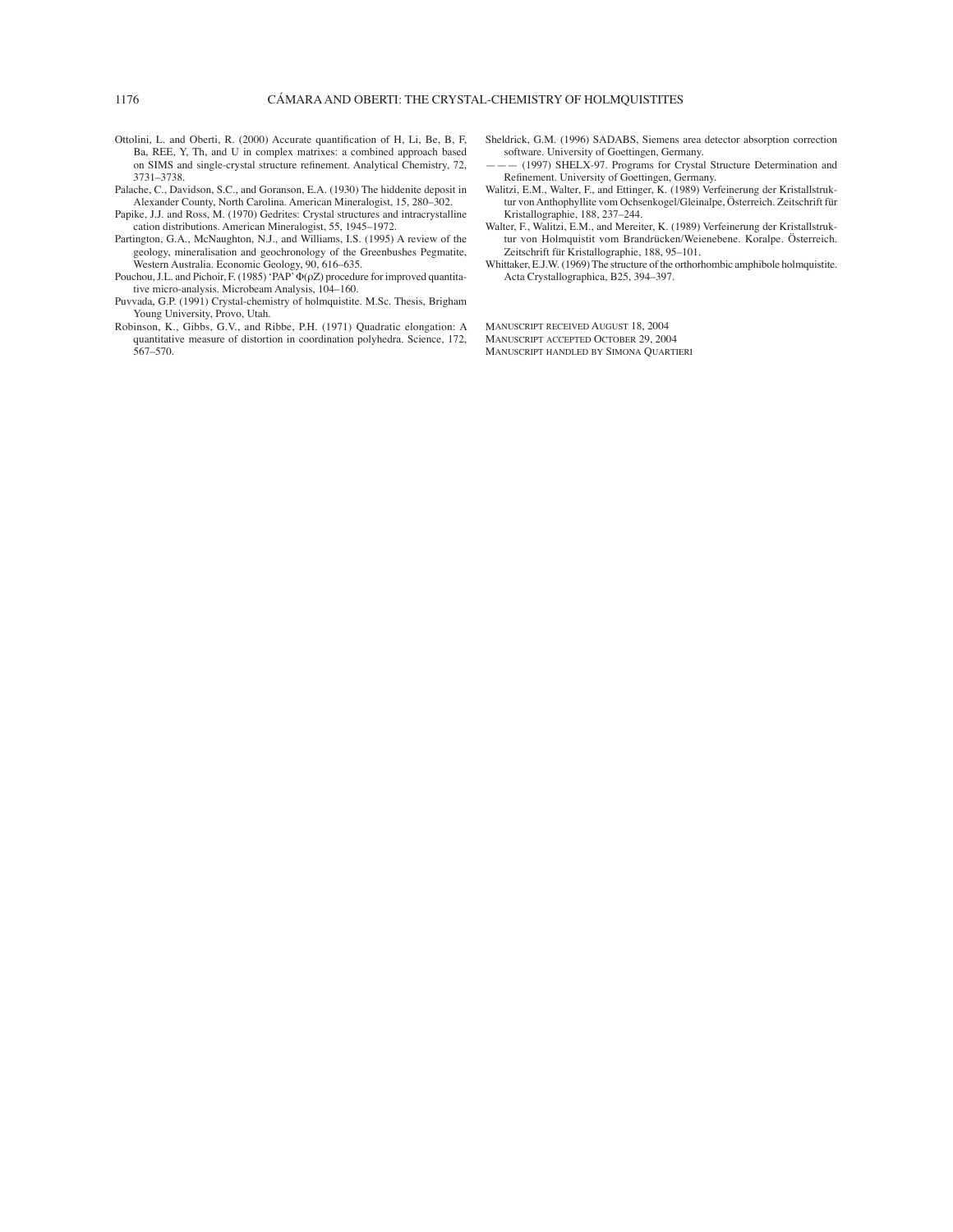Ottolini, L. and Oberti, R. (2000) Accurate quantification of H, Li, Be, B, F, Ba, REE, Y, Th, and U in complex matrixes: a combined approach based on SIMS and single-crystal structure refinement. Analytical Chemistry, 72, 3731–3738.

Palache, C., Davidson, S.C., and Goranson, E.A. (1930) The hiddenite deposit in Alexander County, North Carolina. American Mineralogist, 15, 280–302.

Papike, J.J. and Ross, M. (1970) Gedrites: Crystal structures and intracrystalline cation distributions. American Mineralogist, 55, 1945–1972.

Partington, G.A., McNaughton, N.J., and Williams, I.S. (1995) A review of the geology, mineralisation and geochronology of the Greenbushes Pegmatite, Western Australia. Economic Geology, 90, 616–635.

Pouchou, J.L. and Pichoir, F. (1985) 'PAP' $\Phi(\rho Z)$ procedure for improved quantitative micro-analysis. Microbeam Analysis, 104–160.

Puvvada, G.P. (1991) Crystal-chemistry of holmquistite. M.Sc. Thesis, Brigham Young University, Provo, Utah.

Robinson, K., Gibbs, G.V., and Ribbe, P.H. (1971) Quadratic elongation: A quantitative measure of distortion in coordination polyhedra. Science, 172, 567–570.

Sheldrick, G.M. (1996) SADABS, Siemens area detector absorption correction software. University of Goettingen, Germany.

——— (1997) SHELX-97. Programs for Crystal Structure Determination and Refinement. University of Goettingen, Germany.

Walitzi, E.M., Walter, F., and Ettinger, K. (1989) Verfeinerung der Kristallstruktur von Anthophyllite vom Ochsenkogel/Gleinalpe, Österreich. Zeitschrift für Kristallographie, 188, 237–244.

Walter, F., Walitzi, E.M., and Mereiter, K. (1989) Verfeinerung der Kristallstruktur von Holmquistit vom Brandrücken/Weienebene. Koralpe. Österreich. Zeitschrift für Kristallographie, 188, 95–101.

Whittaker, E.J.W. (1969) The structure of the orthorhombic amphibole holmquistite. Acta Crystallographica, B25, 394–397.

MANUSCRIPT RECEIVED AUGUST 18, 2004
MANUSCRIPT ACCEPTED OCTOBER 29, 2004
MANUSCRIPT HANDLED BY SIMONA QUARTIERI